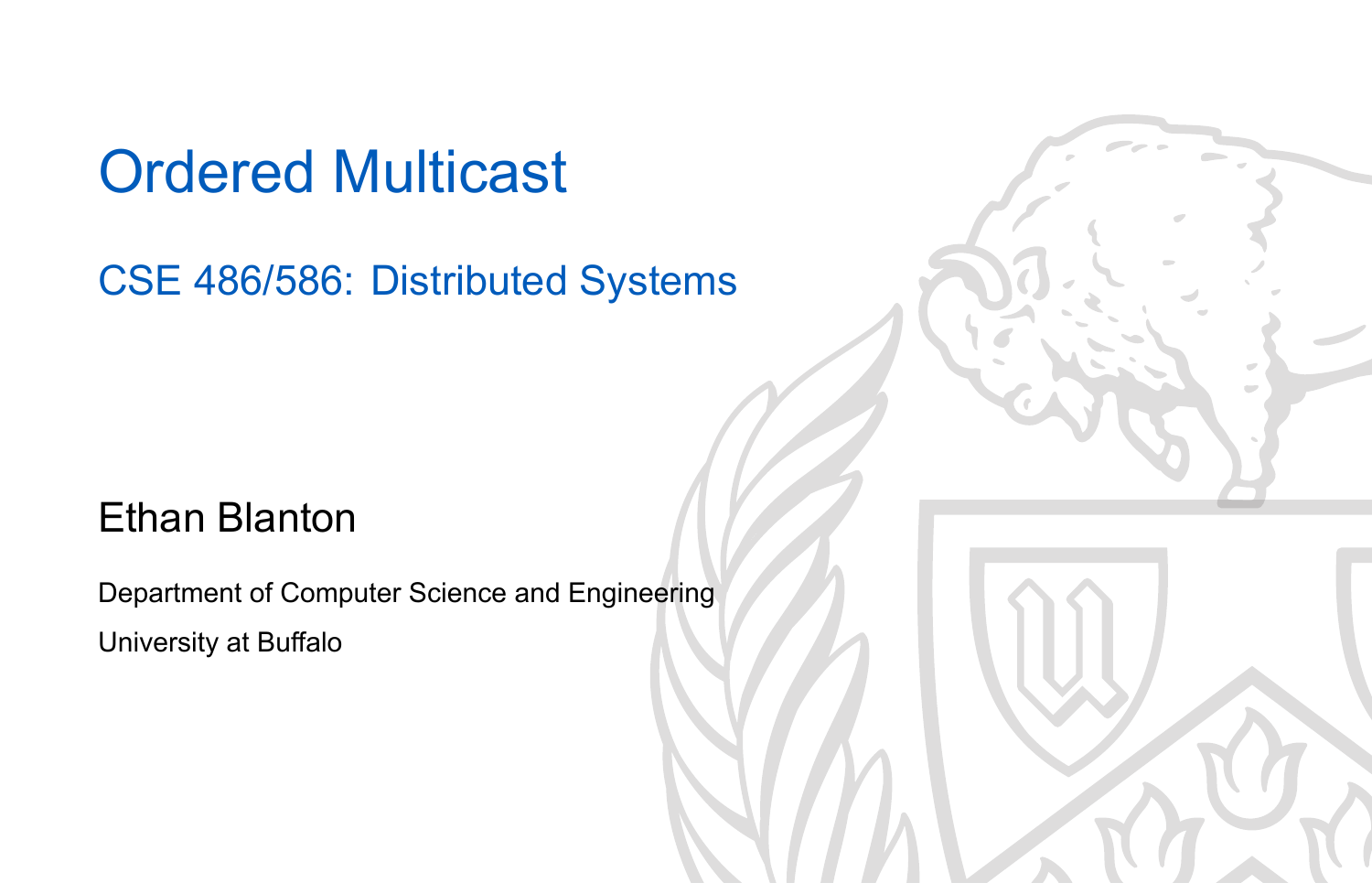# Ordered Multicast

## CSE 486/586: Distributed Systems

Ethan Blanton

Department of Computer Science and Engineering

University at Buffalo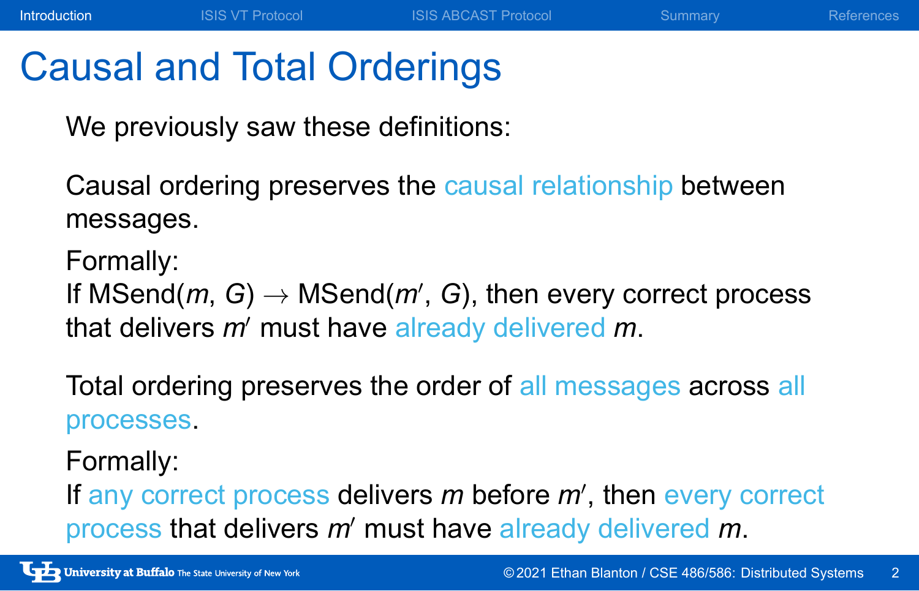# Causal and Total Orderings

We previously saw these definitions:

Causal ordering preserves the causal relationship between messages.

Formally:
If $\text{MSend}(m, G) \rightarrow \text{MSend}(m', G)$, then every correct process that delivers $m'$ must have already delivered $m$.

Total ordering preserves the order of all messages across all processes.

Formally:
If any correct process delivers $m$ before $m'$, then every correct process that delivers $m'$ must have already delivered $m$.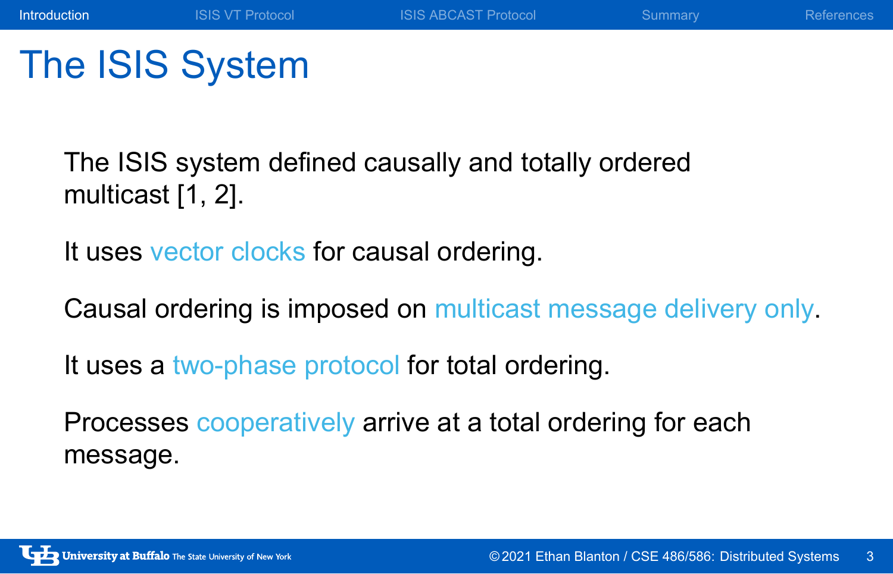# The ISIS System

The ISIS system defined causally and totally ordered multicast [1, 2].

It uses vector clocks for causal ordering.

Causal ordering is imposed on multicast message delivery only.

It uses a two-phase protocol for total ordering.

Processes cooperatively arrive at a total ordering for each message.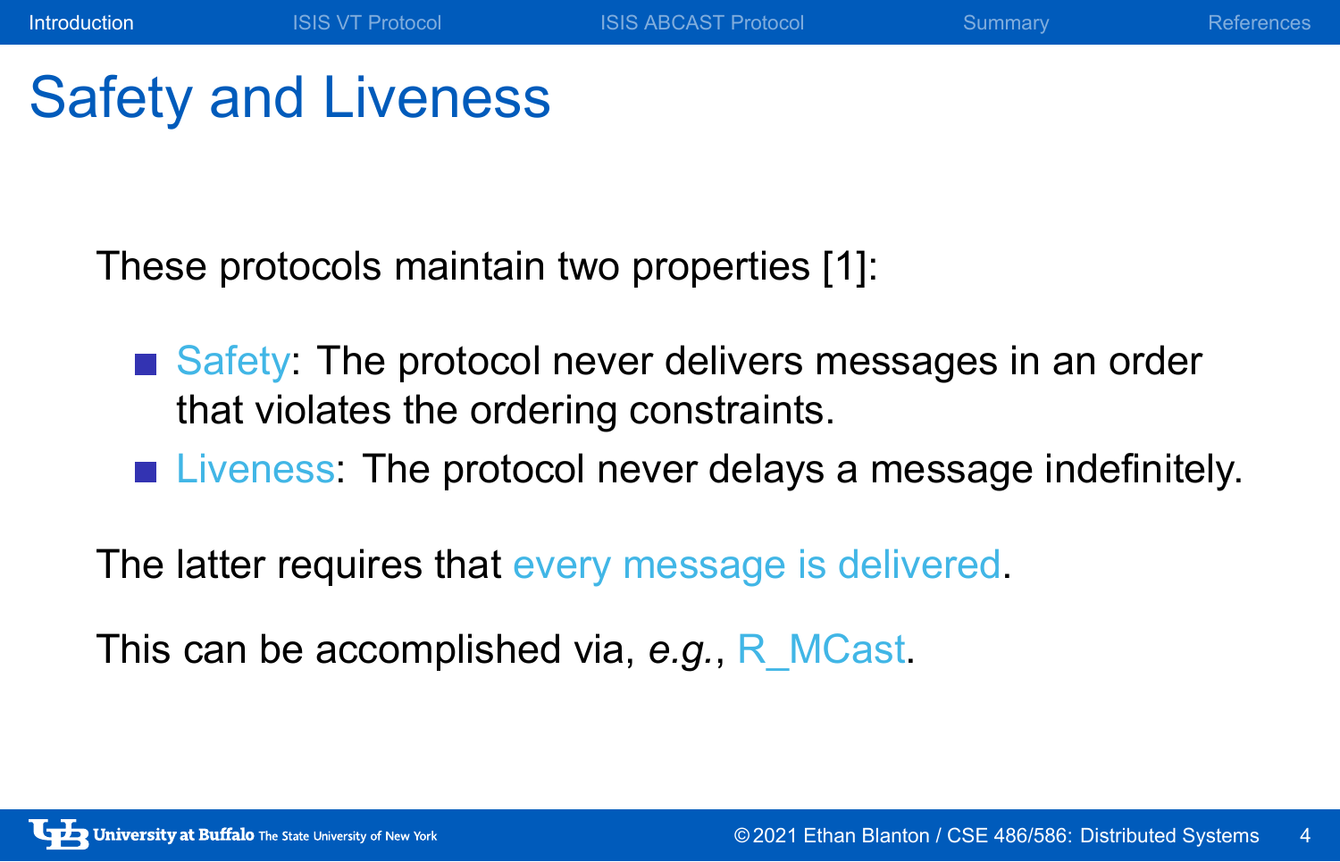# Safety and Liveness

These protocols maintain two properties [1]:

- Safety: The protocol never delivers messages in an order that violates the ordering constraints.
- Liveness: The protocol never delays a message indefinitely.

The latter requires that every message is delivered.

This can be accomplished via, *e.g.*, R_MCast.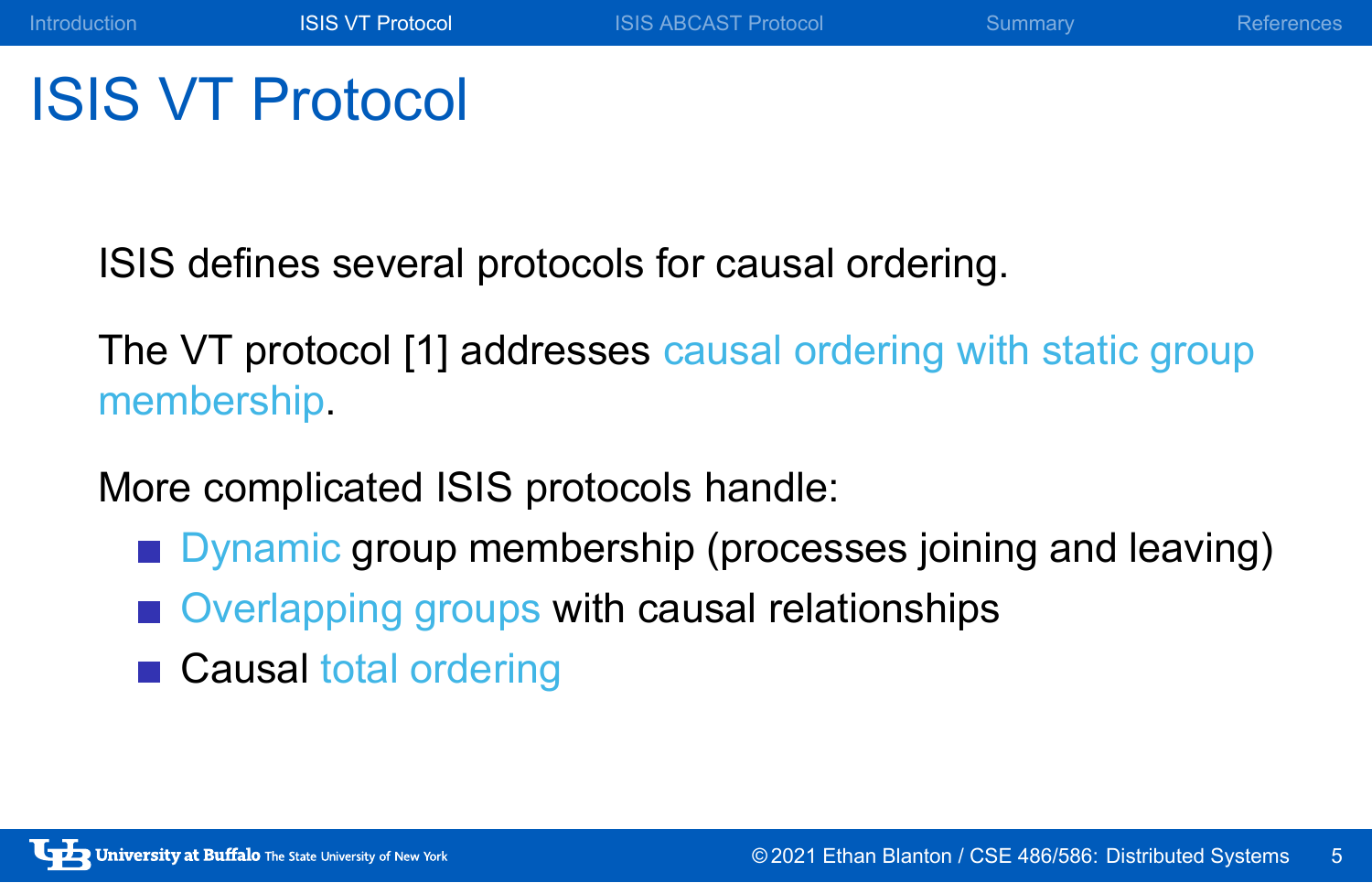# ISIS VT Protocol

ISIS defines several protocols for causal ordering.

The VT protocol [1] addresses causal ordering with static group membership.

More complicated ISIS protocols handle:

- Dynamic group membership (processes joining and leaving)
- Overlapping groups with causal relationships
- Causal total ordering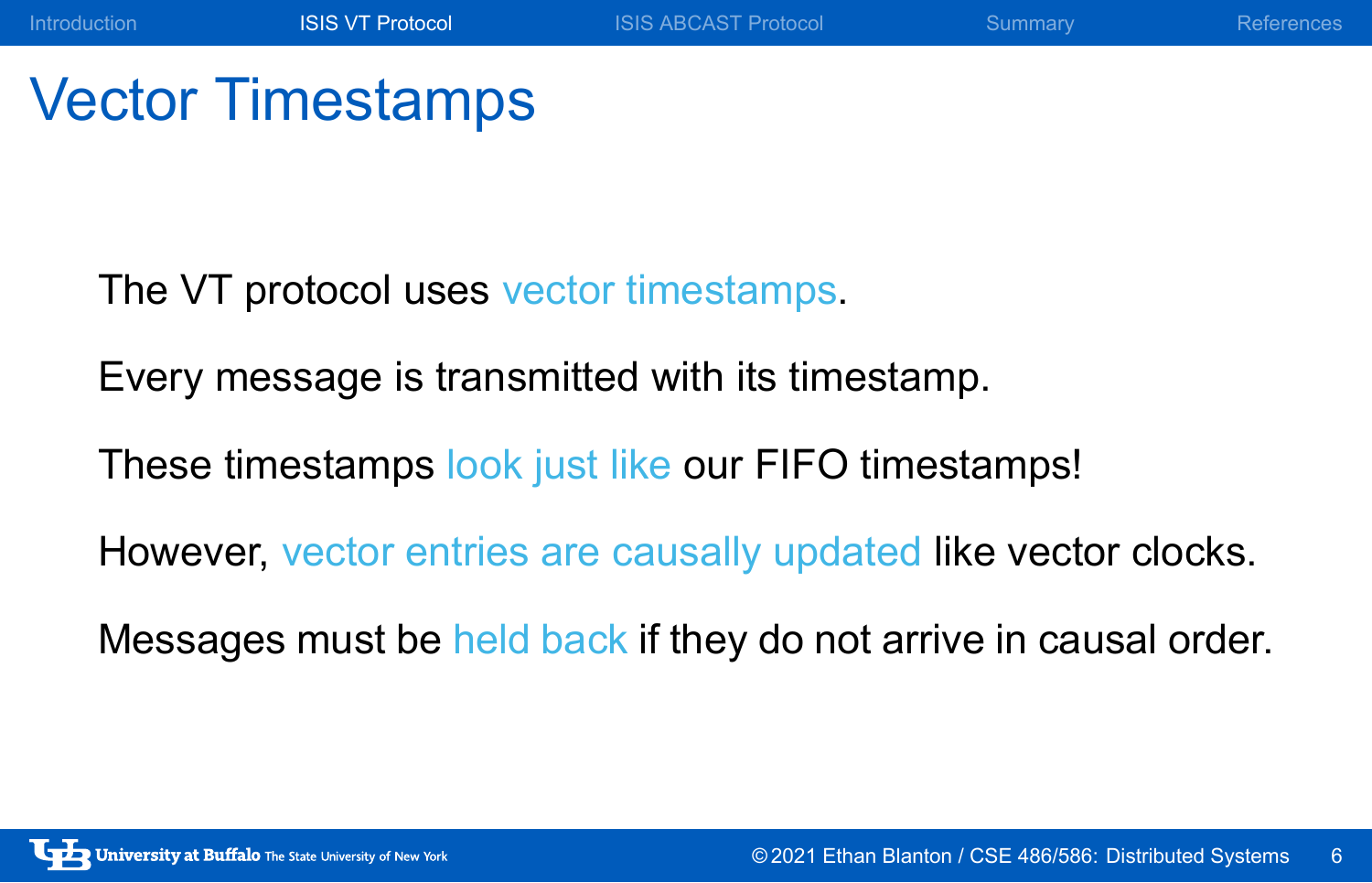# Vector Timestamps

The VT protocol uses vector timestamps.

Every message is transmitted with its timestamp.

These timestamps look just like our FIFO timestamps!

However, vector entries are causally updated like vector clocks.

Messages must be held back if they do not arrive in causal order.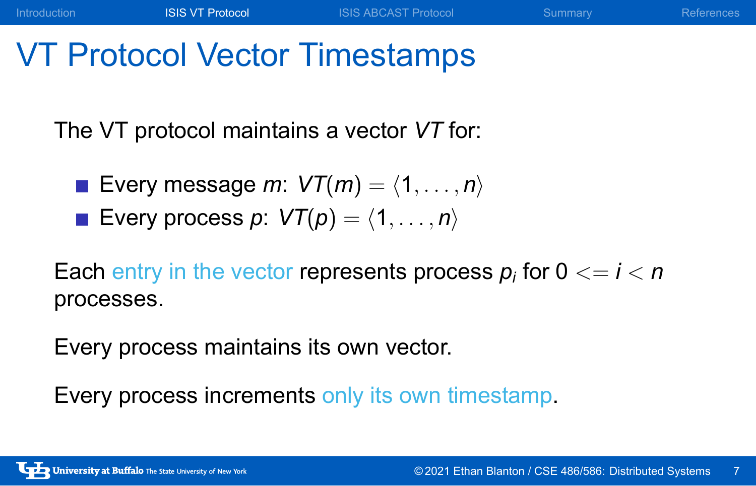# VT Protocol Vector Timestamps

The VT protocol maintains a vector *VT* for:

- Every message $m$: $VT(m) = \langle 1, \ldots, n \rangle$
- Every process $p$: $VT(p) = \langle 1, \ldots, n \rangle$

Each entry in the vector represents process $p_i$ for $0 <= i < n$ processes.

Every process maintains its own vector.

Every process increments only its own timestamp.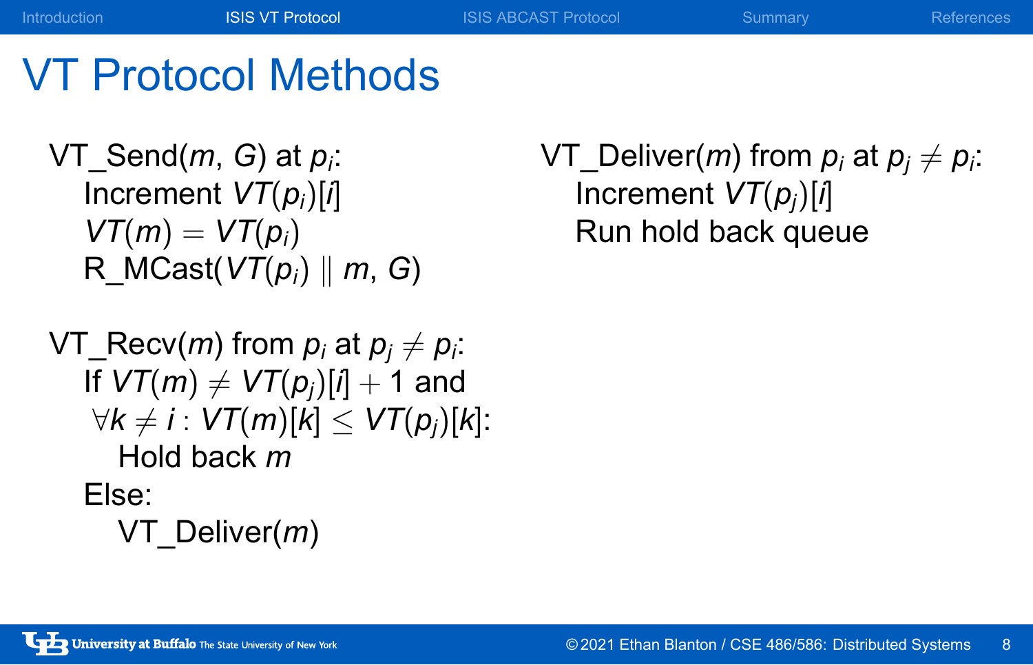# VT Protocol Methods

VT_Send($m$, $G$) at $p_i$:
- Increment $VT(p_i)[i]$
- $VT(m) = VT(p_i)$
- R_MCast($VT(p_i) \parallel m$, $G$)

VT_Recv($m$) from $p_i$ at $p_j \neq p_i$:
- If $VT(m) \neq VT(p_j)[i] + 1$ and $\forall k \neq i : VT(m)[k] \leq VT(p_j)[k]$:
  - Hold back $m$
- Else:
  - VT_Deliver($m$)

VT_Deliver($m$) from $p_i$ at $p_j \neq p_i$:
- Increment $VT(p_j)[i]$
- Run hold back queue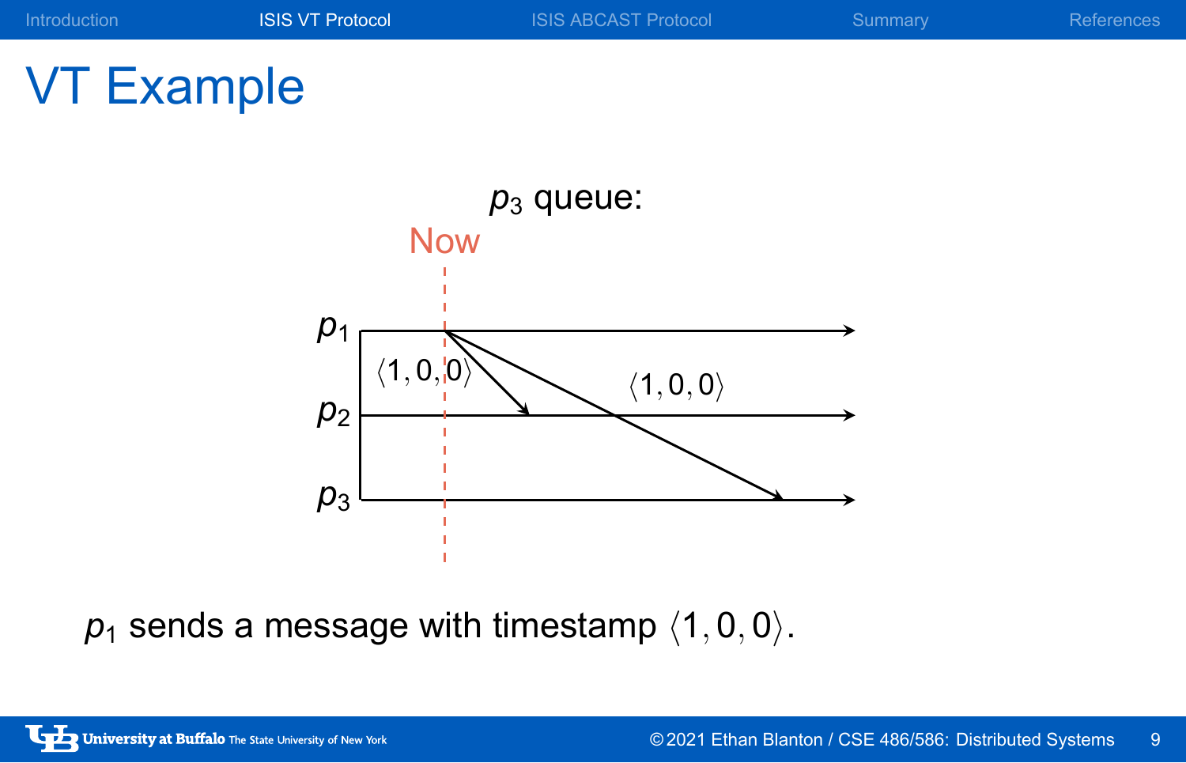# VT Example

$p_3$ queue:

Now

$p_1$

$p_2$

$p_3$

$\langle 1, 0, 0 \rangle$

$\langle 1, 0, 0 \rangle$

$p_1$ sends a message with timestamp $\langle 1, 0, 0 \rangle$.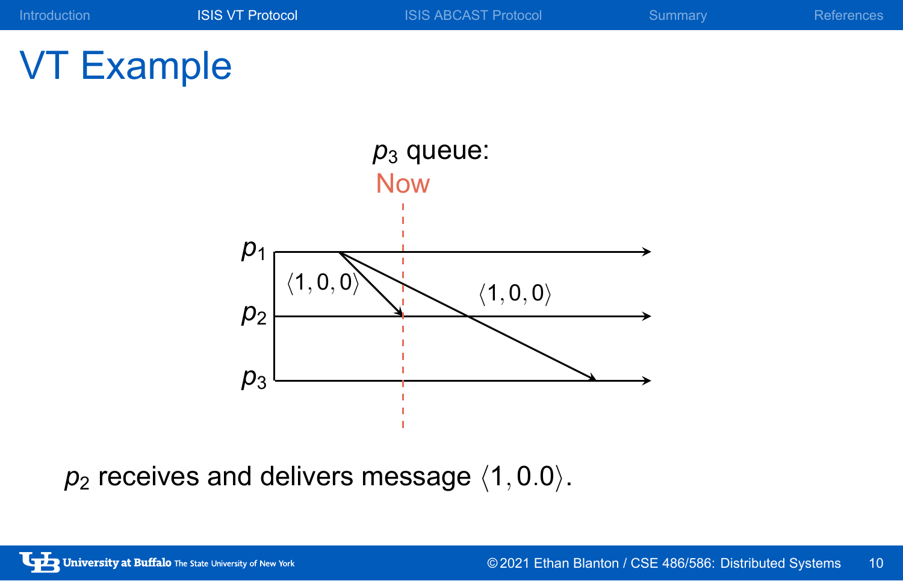# VT Example

$p_3$ queue:

Now

$p_1$

$p_2$

$p_3$

$\langle 1, 0, 0 \rangle$

$\langle 1, 0, 0 \rangle$

$p_2$ receives and delivers message $\langle 1, 0.0 \rangle$.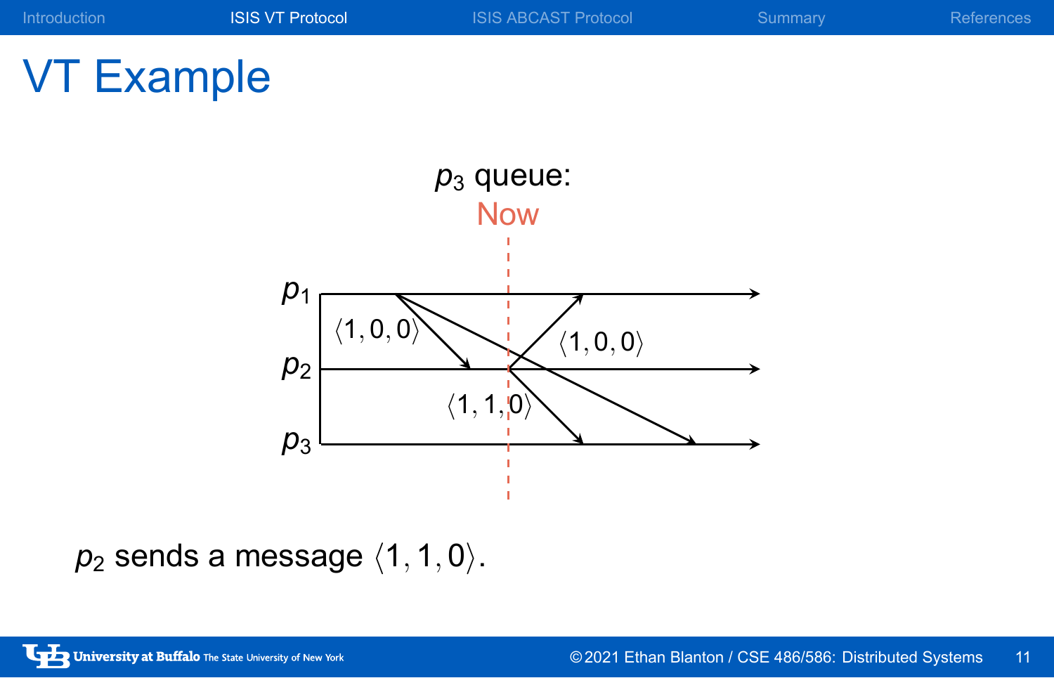# VT Example

$p_3$ queue:

Now

$p_1$

$p_2$

$p_3$

$\langle 1, 0, 0 \rangle$

$\langle 1, 0, 0 \rangle$

$\langle 1, 1, 0 \rangle$

$p_2$ sends a message $\langle 1, 1, 0 \rangle$.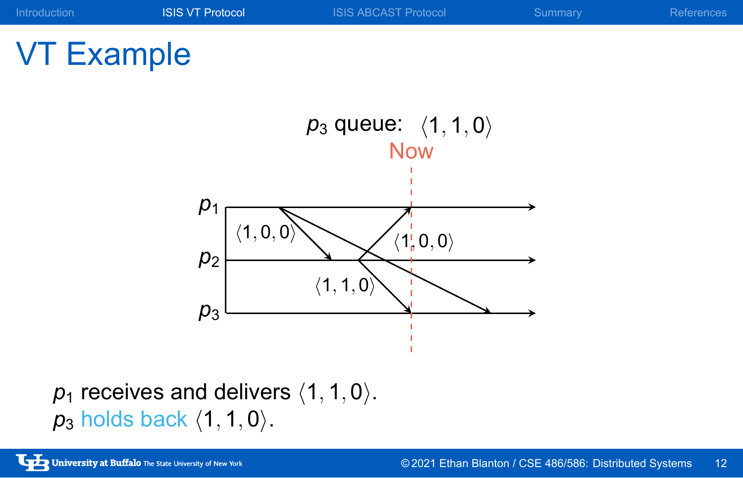# VT Example

$p_3$ queue: $\langle 1, 1, 0 \rangle$

Now

$p_1$

$p_2$

$p_3$

$\langle 1, 0, 0 \rangle$

$\langle 1, 0, 0 \rangle$

$\langle 1, 1, 0 \rangle$

$p_1$ receives and delivers $\langle 1, 1, 0 \rangle$.
$p_3$ holds back $\langle 1, 1, 0 \rangle$.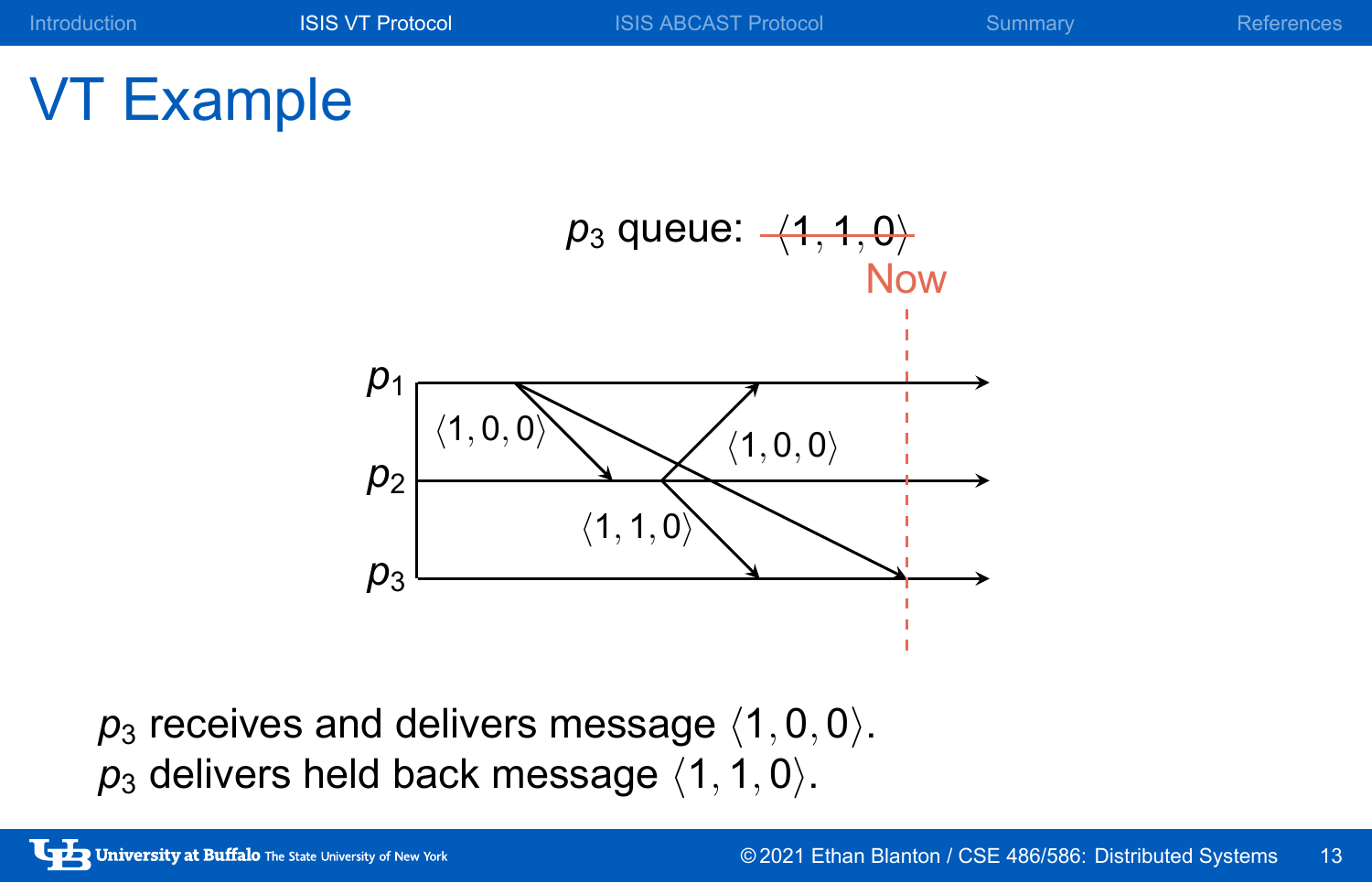# VT Example

$p_3$ queue: ~~$\langle 1, 1, 0 \rangle$~~

Now

$p_1$

$p_2$

$p_3$

$\langle 1, 0, 0 \rangle$

$\langle 1, 0, 0 \rangle$

$\langle 1, 1, 0 \rangle$

$p_3$ receives and delivers message $\langle 1, 0, 0 \rangle$.
$p_3$ delivers held back message $\langle 1, 1, 0 \rangle$.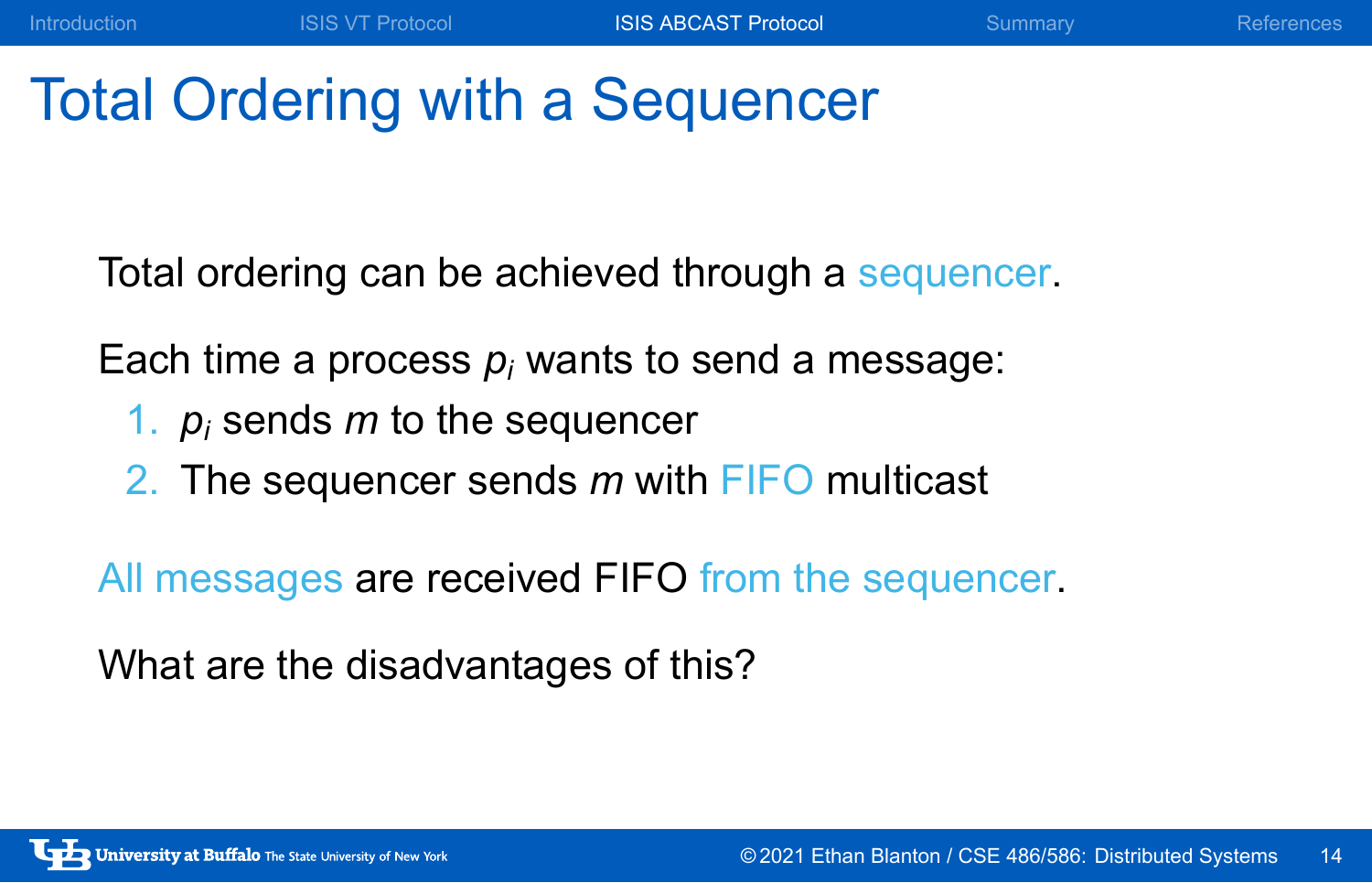# Total Ordering with a Sequencer

Total ordering can be achieved through a sequencer.

Each time a process $p_i$ wants to send a message:

1. $p_i$ sends $m$ to the sequencer
2. The sequencer sends $m$ with FIFO multicast

All messages are received FIFO from the sequencer.

What are the disadvantages of this?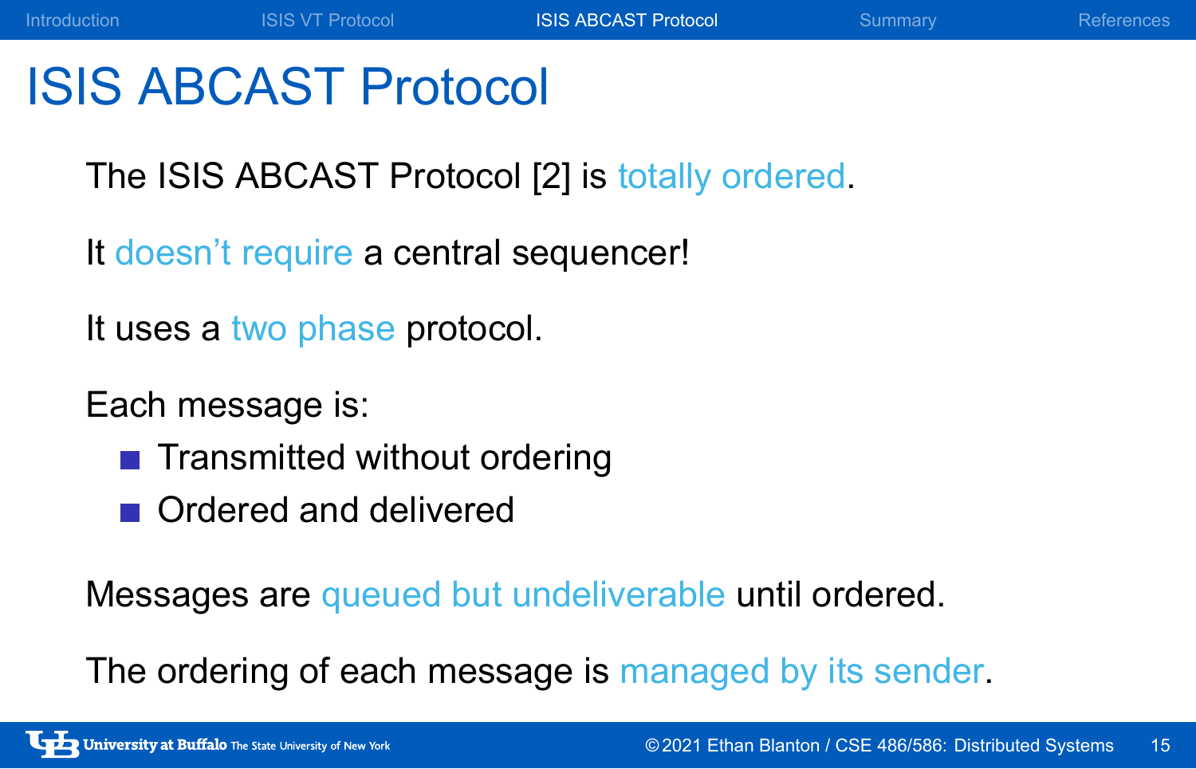# ISIS ABCAST Protocol

The ISIS ABCAST Protocol [2] is totally ordered.

It doesn't require a central sequencer!

It uses a two phase protocol.

Each message is:

- Transmitted without ordering
- Ordered and delivered

Messages are queued but undeliverable until ordered.

The ordering of each message is managed by its sender.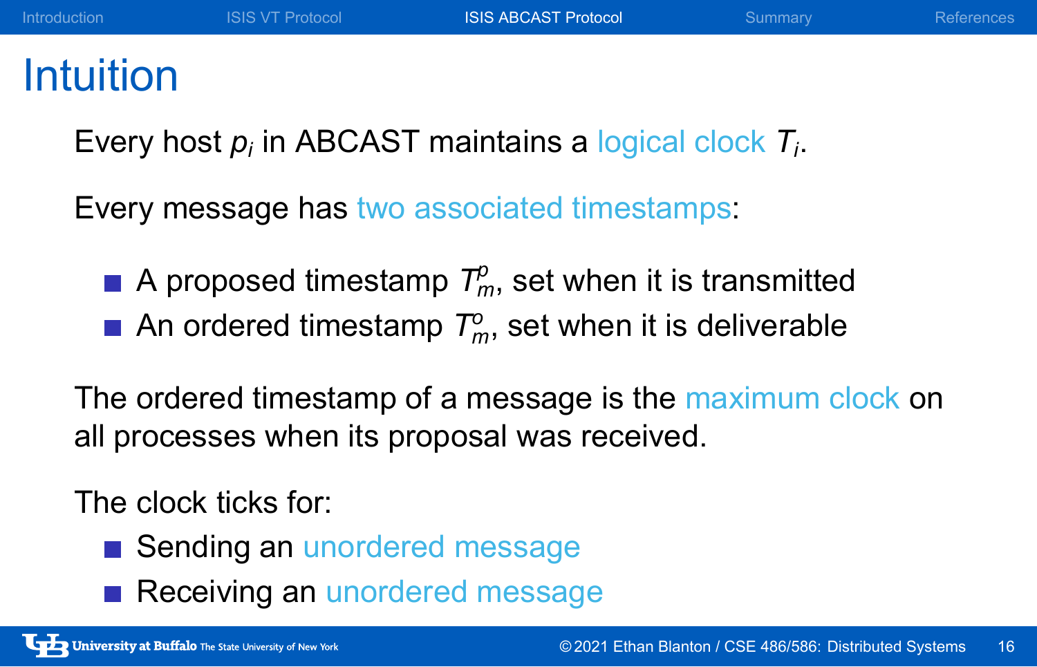# Intuition

Every host $p_i$ in ABCAST maintains a logical clock $T_i$.

Every message has two associated timestamps:

- A proposed timestamp $T_m^p$, set when it is transmitted
- An ordered timestamp $T_m^o$, set when it is deliverable

The ordered timestamp of a message is the maximum clock on all processes when its proposal was received.

The clock ticks for:

- Sending an unordered message
- Receiving an unordered message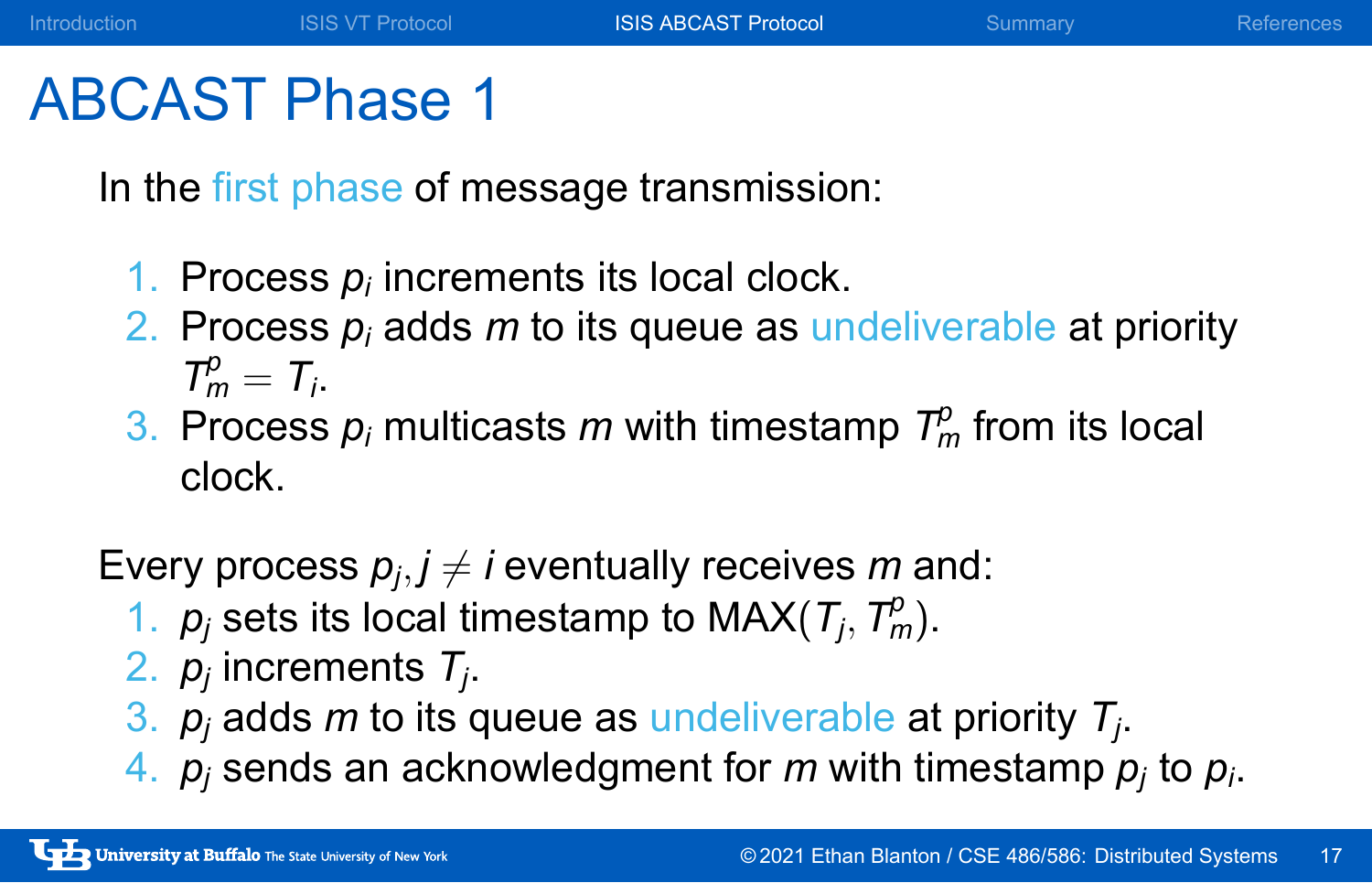# ABCAST Phase 1

In the first phase of message transmission:

1. Process $p_i$ increments its local clock.
2. Process $p_i$ adds $m$ to its queue as undeliverable at priority $T_m^p = T_i$.
3. Process $p_i$ multicasts $m$ with timestamp $T_m^p$ from its local clock.

Every process $p_j, j \neq i$ eventually receives $m$ and:

1. $p_j$ sets its local timestamp to MAX$(T_j, T_m^p)$.
2. $p_j$ increments $T_j$.
3. $p_j$ adds $m$ to its queue as undeliverable at priority $T_j$.
4. $p_j$ sends an acknowledgment for $m$ with timestamp $p_j$ to $p_i$.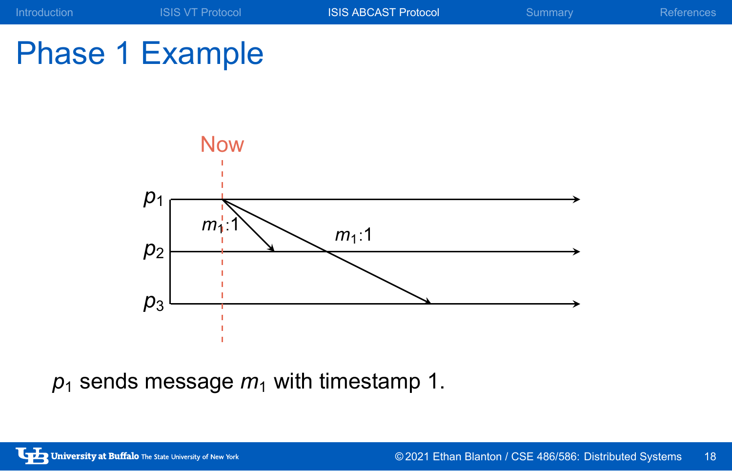# Phase 1 Example

Now

$p_1$

$m_1$:1

$m_1$:1

$p_2$

$p_3$

$p_1$ sends message $m_1$ with timestamp 1.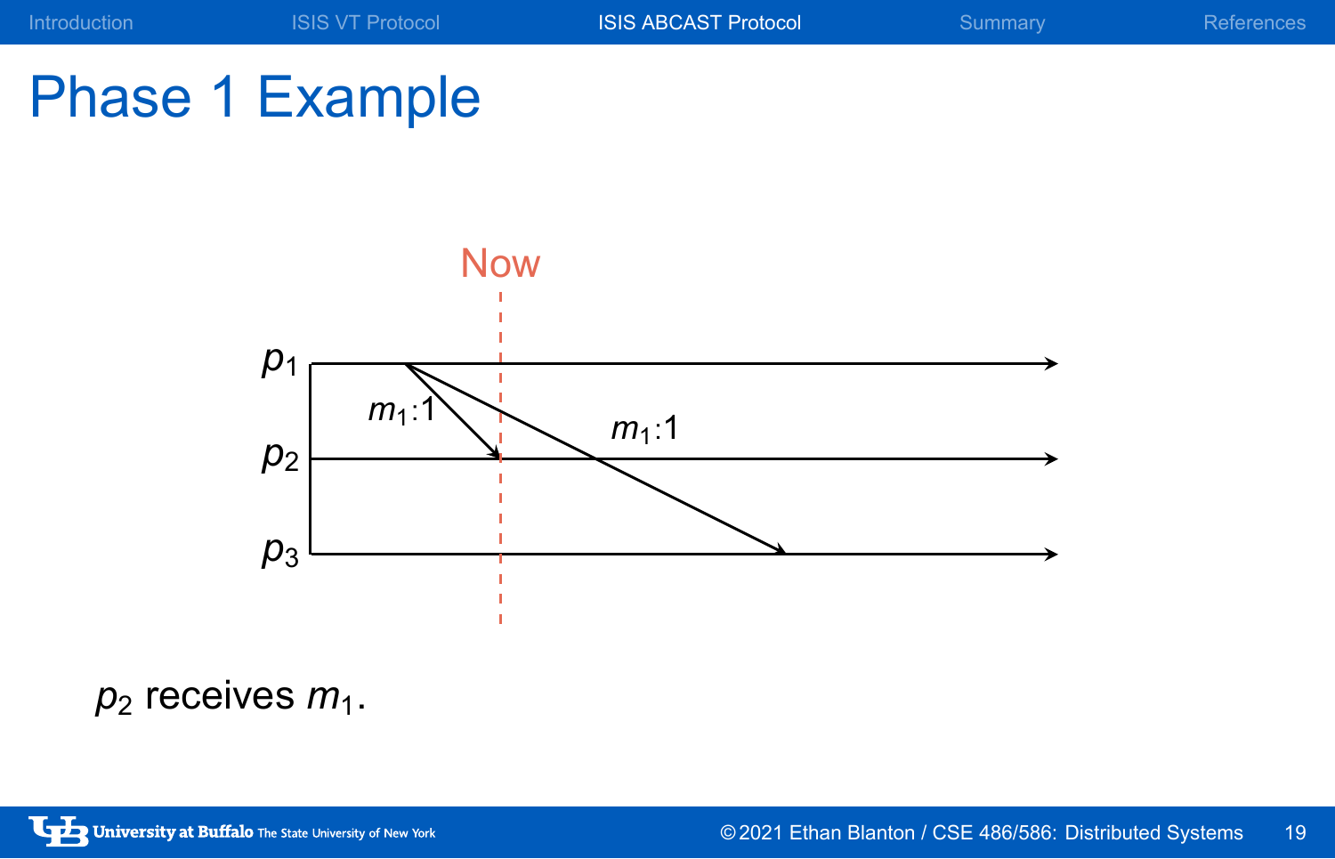# Phase 1 Example

Now

$p_1$

$p_2$

$p_3$

$m_1$:1

$m_1$:1

$p_2$ receives $m_1$.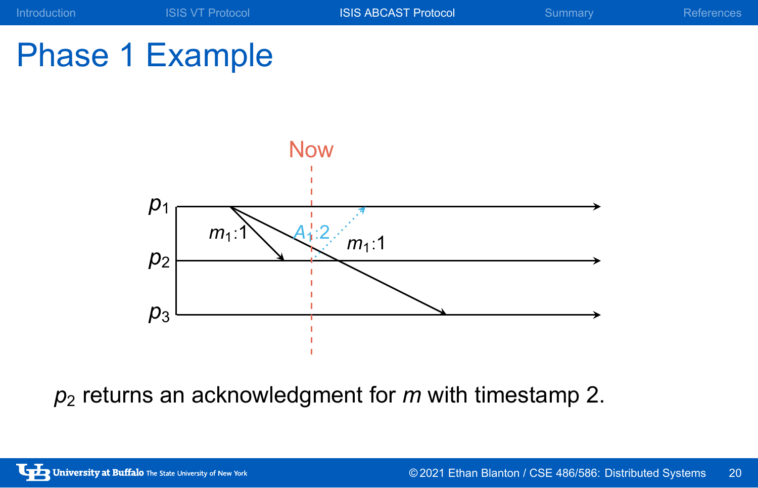# Phase 1 Example

Now

$p_1$

$p_2$

$p_3$

$m_1$:1

$A_1$:2

$m_1$:1

$p_2$ returns an acknowledgment for $m$ with timestamp 2.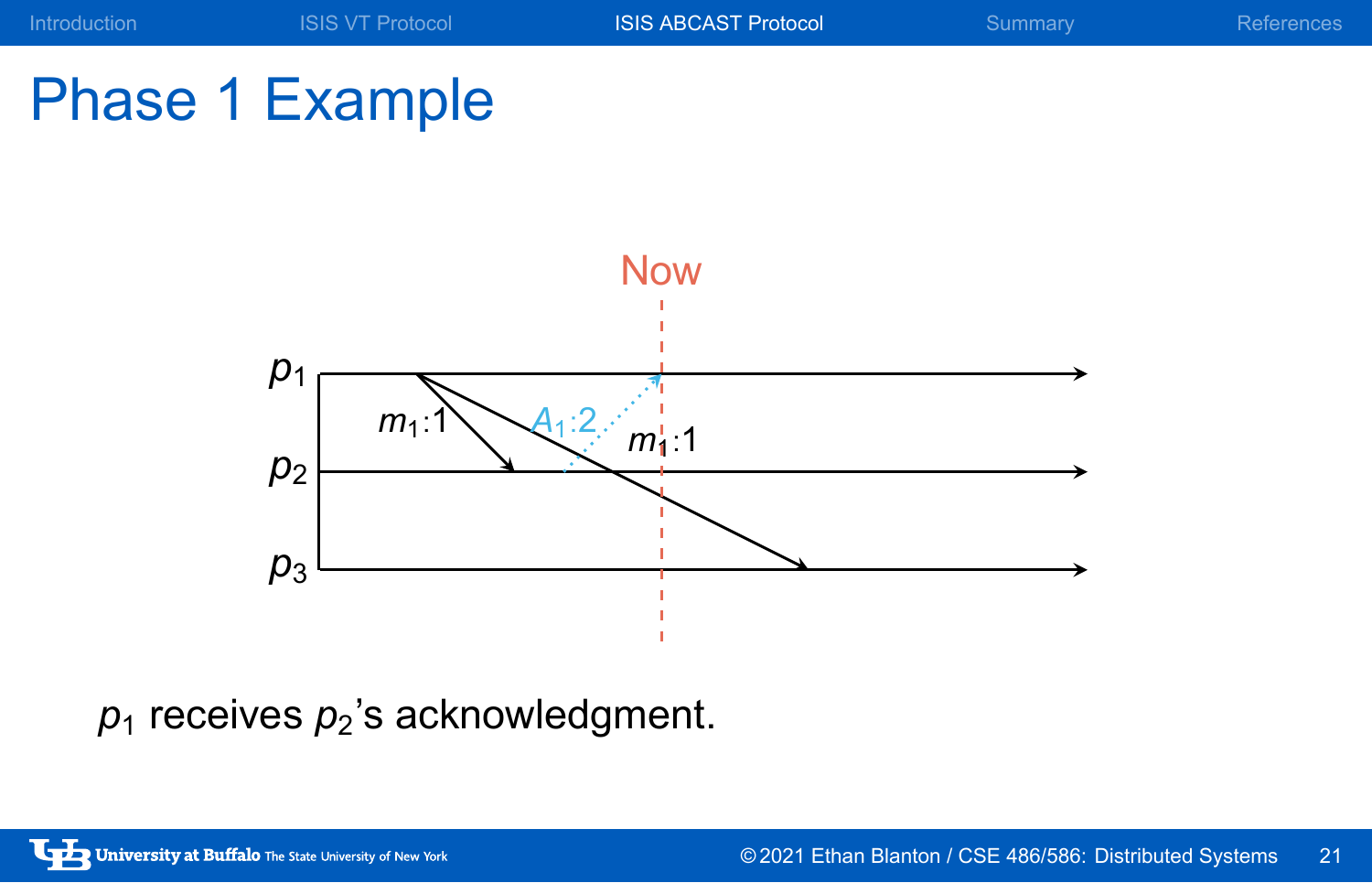# Phase 1 Example

$p_1$ receives $p_2$'s acknowledgment.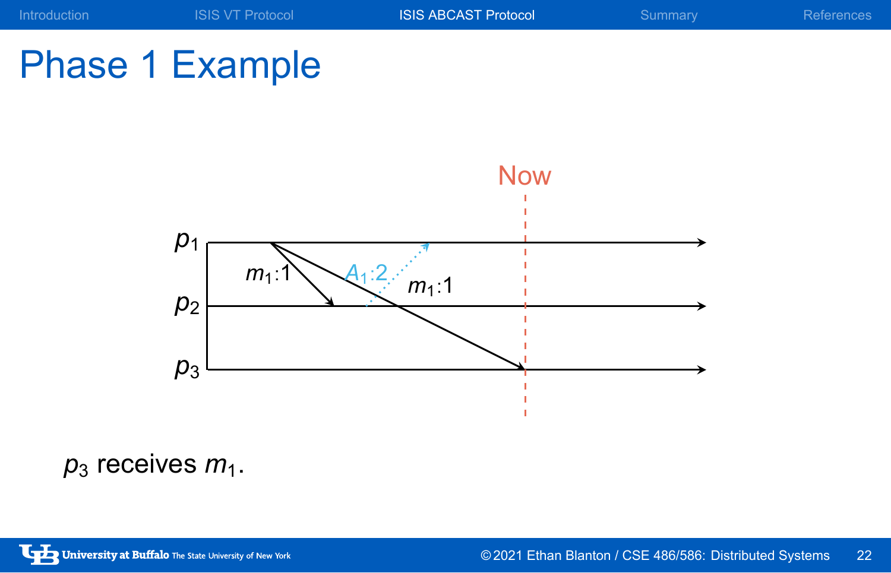# Phase 1 Example

Now

$p_1$

$p_2$

$p_3$

$m_1$:1

$A_1$:2

$m_1$:1

$p_3$ receives $m_1$.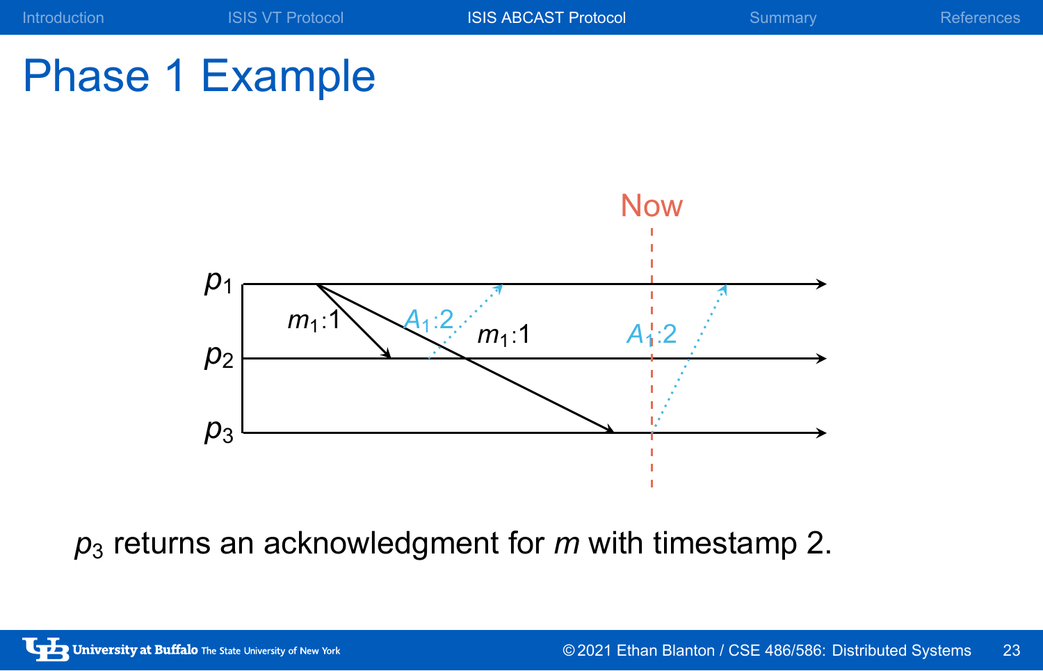# Phase 1 Example

Now

$p_1$

$p_2$

$p_3$

$m_1$:1

$m_1$:1

$A_1$:2

$A_1$:2

$p_3$ returns an acknowledgment for $m$ with timestamp 2.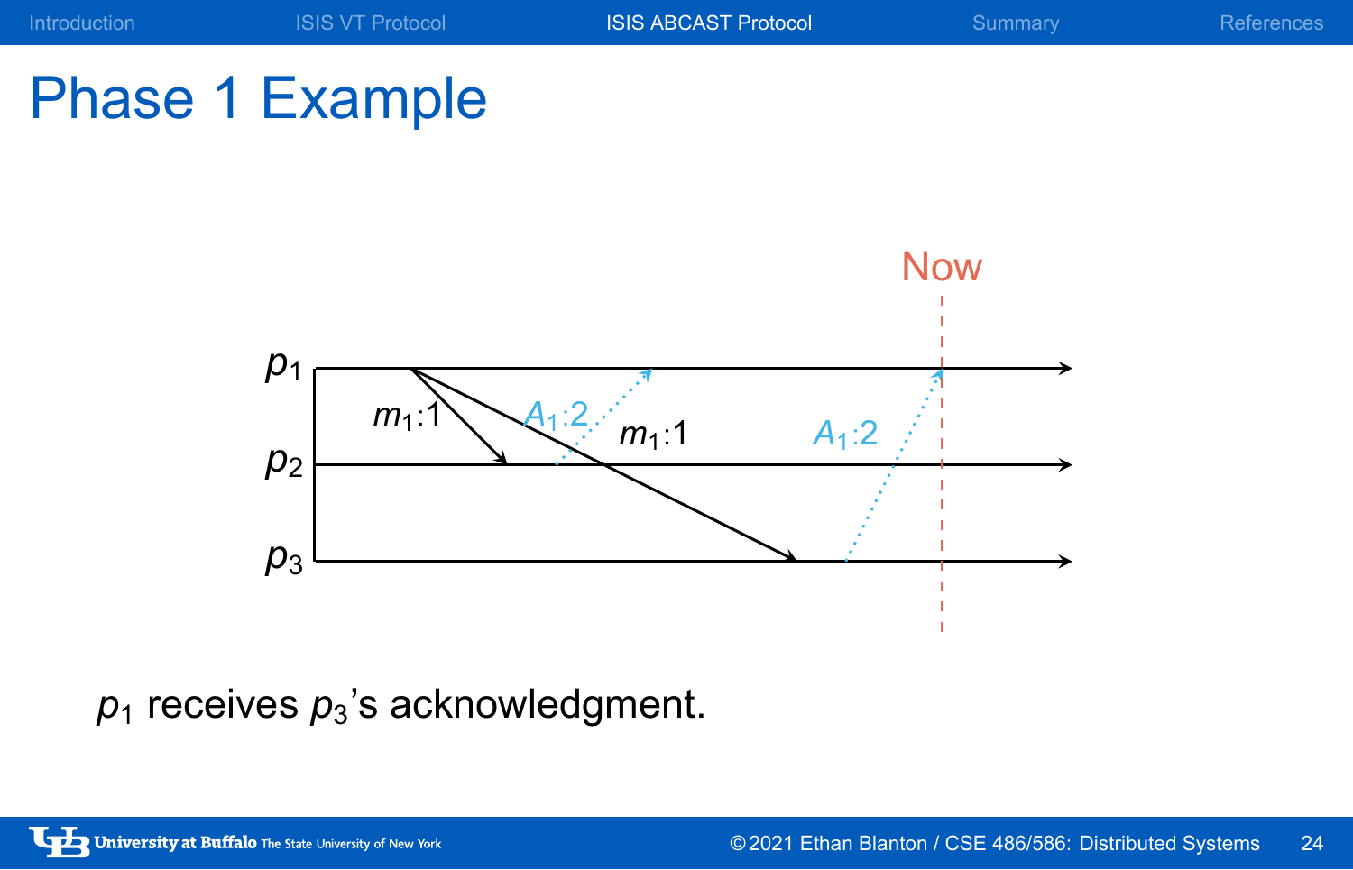# Phase 1 Example

Now

$p_1$

$p_2$

$p_3$

$m_1$:1

$A_1$:2

$m_1$:1

$A_1$:2

$p_1$ receives $p_3$'s acknowledgment.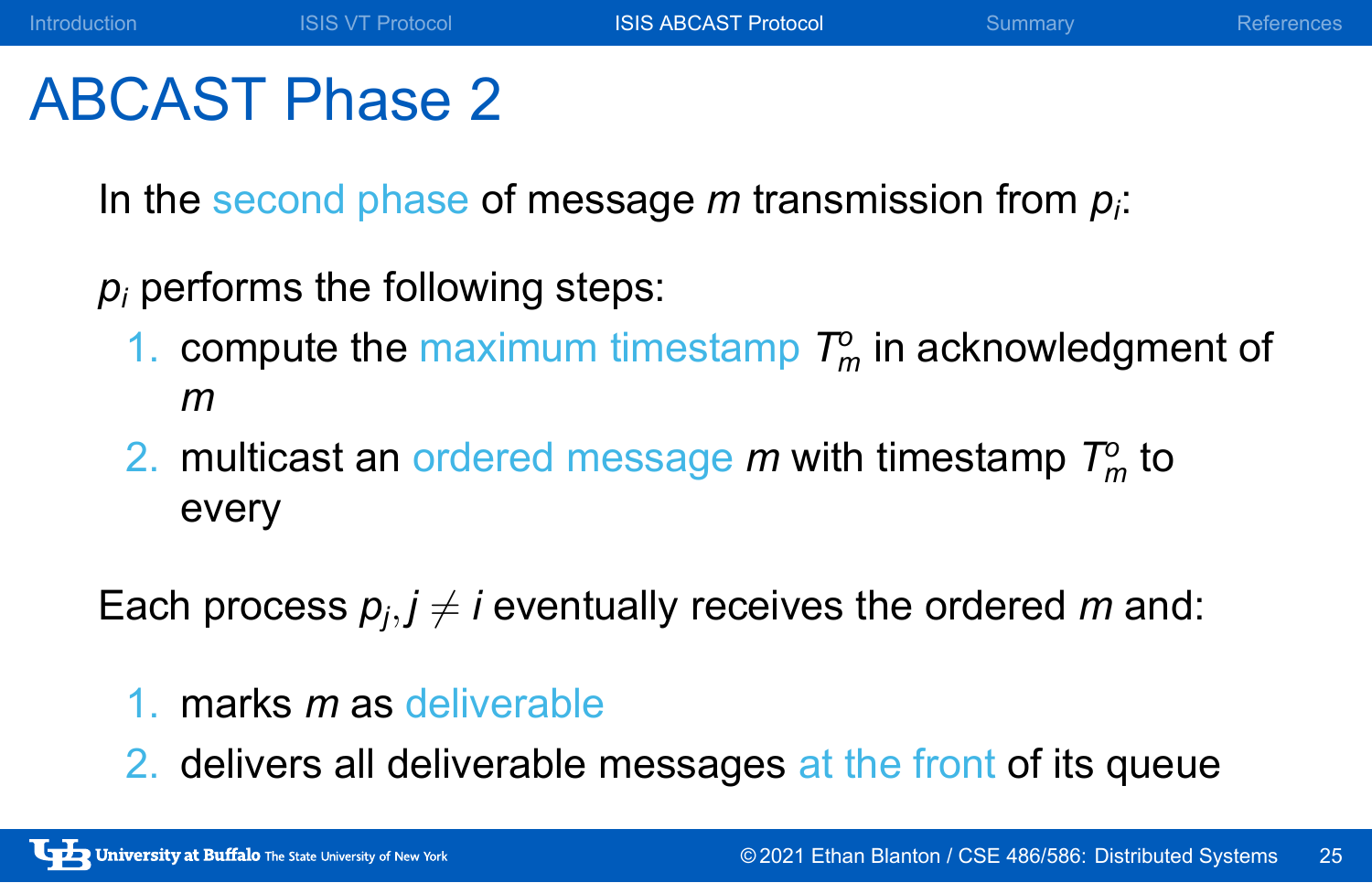# ABCAST Phase 2

In the second phase of message $m$ transmission from $p_i$:

$p_i$ performs the following steps:

1. compute the maximum timestamp $T_m^o$ in acknowledgment of $m$
2. multicast an ordered message $m$ with timestamp $T_m^o$ to every

Each process $p_j, j \neq i$ eventually receives the ordered $m$ and:

1. marks $m$ as deliverable
2. delivers all deliverable messages at the front of its queue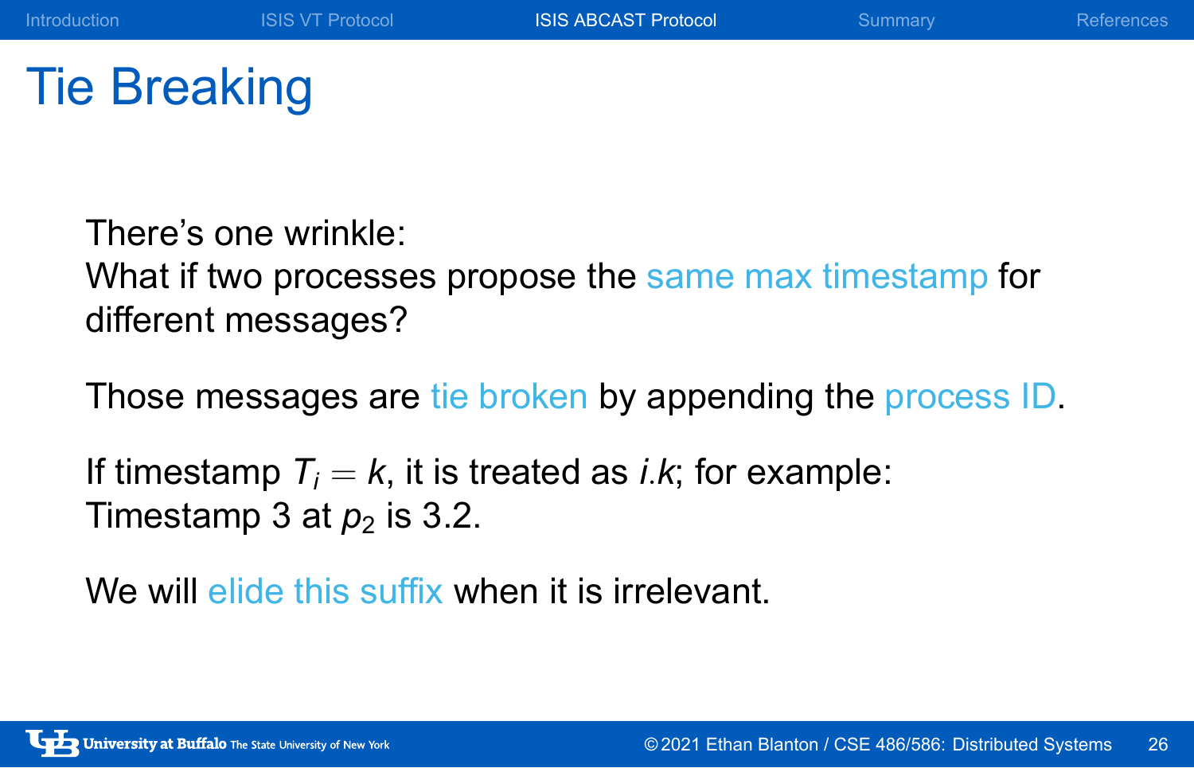# Tie Breaking

There's one wrinkle:
What if two processes propose the same max timestamp for different messages?

Those messages are tie broken by appending the process ID.

If timestamp $T_i = k$, it is treated as $i.k$; for example:
Timestamp 3 at $p_2$ is 3.2.

We will elide this suffix when it is irrelevant.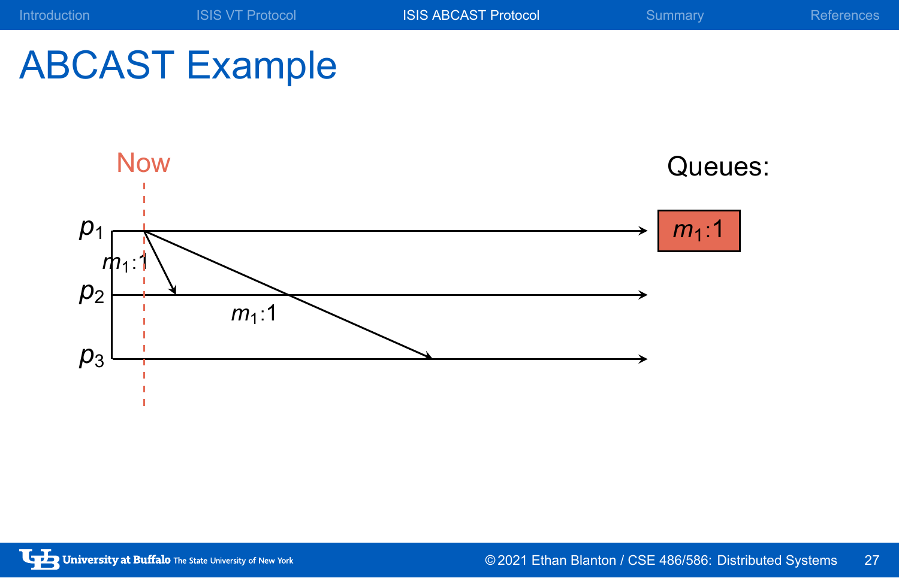# ABCAST Example

Now

Queues:

$p_1$

$p_2$

$p_3$

$m_1$:1

$m_1$:1

$m_1$:1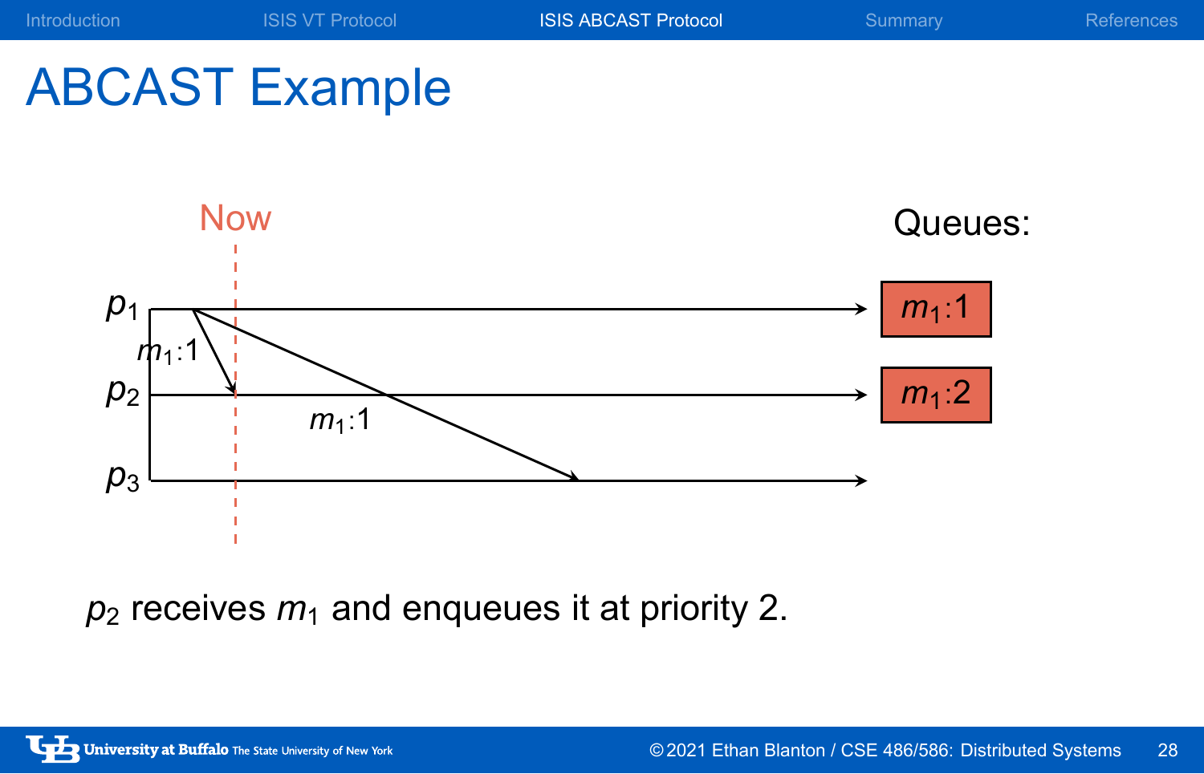# ABCAST Example

Now

Queues:

$p_1$ — $m_1$:1

$p_2$ — $m_1$:2

$p_3$

$p_2$ receives $m_1$ and enqueues it at priority 2.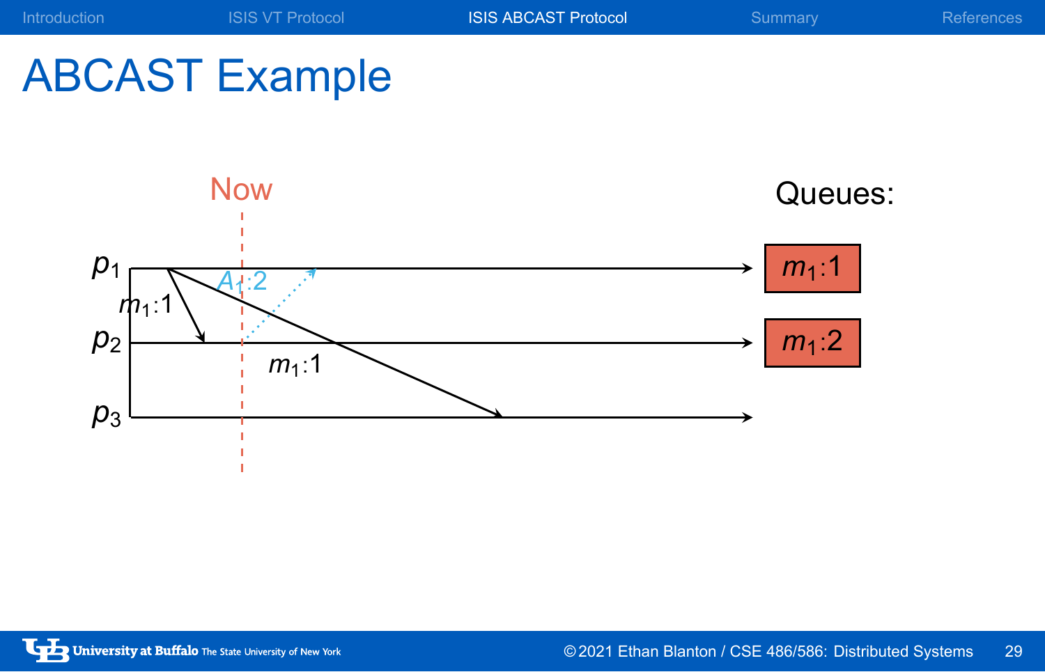# ABCAST Example

Now

$p_1$

$p_2$

$p_3$

$m_1$:1

$A_1$:2

$m_1$:1

Queues:

$m_1$:1

$m_1$:2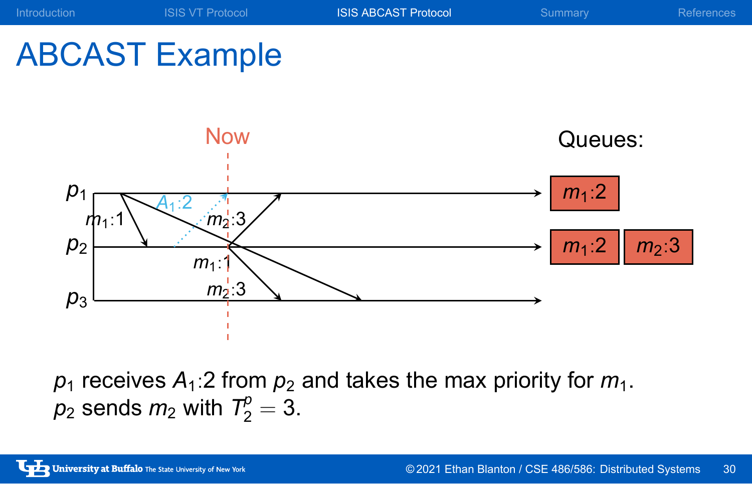# ABCAST Example

Now

Queues:

$p_1$ — $m_1$:2

$p_2$ — $m_1$:2, $m_2$:3

$p_3$

$p_1$ receives $A_1$:2 from $p_2$ and takes the max priority for $m_1$.
$p_2$ sends $m_2$ with $T_2^p = 3$.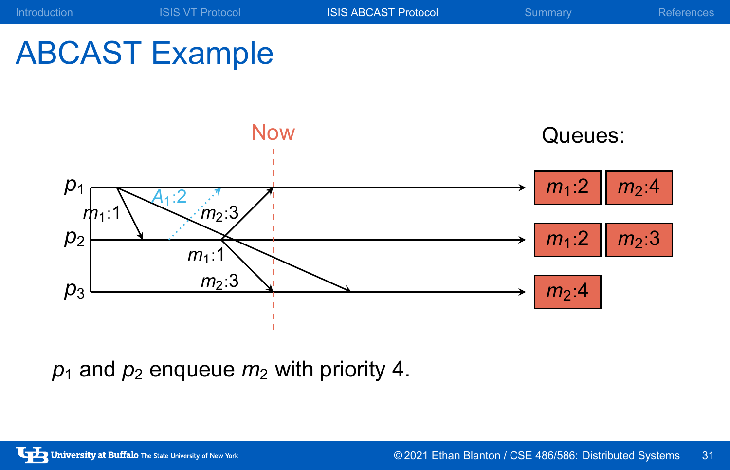# ABCAST Example

Now

Queues:

$p_1$: $m_1$:2, $m_2$:4

$p_2$: $m_1$:2, $m_2$:3

$p_3$: $m_2$:4

$p_1$ and $p_2$ enqueue $m_2$ with priority 4.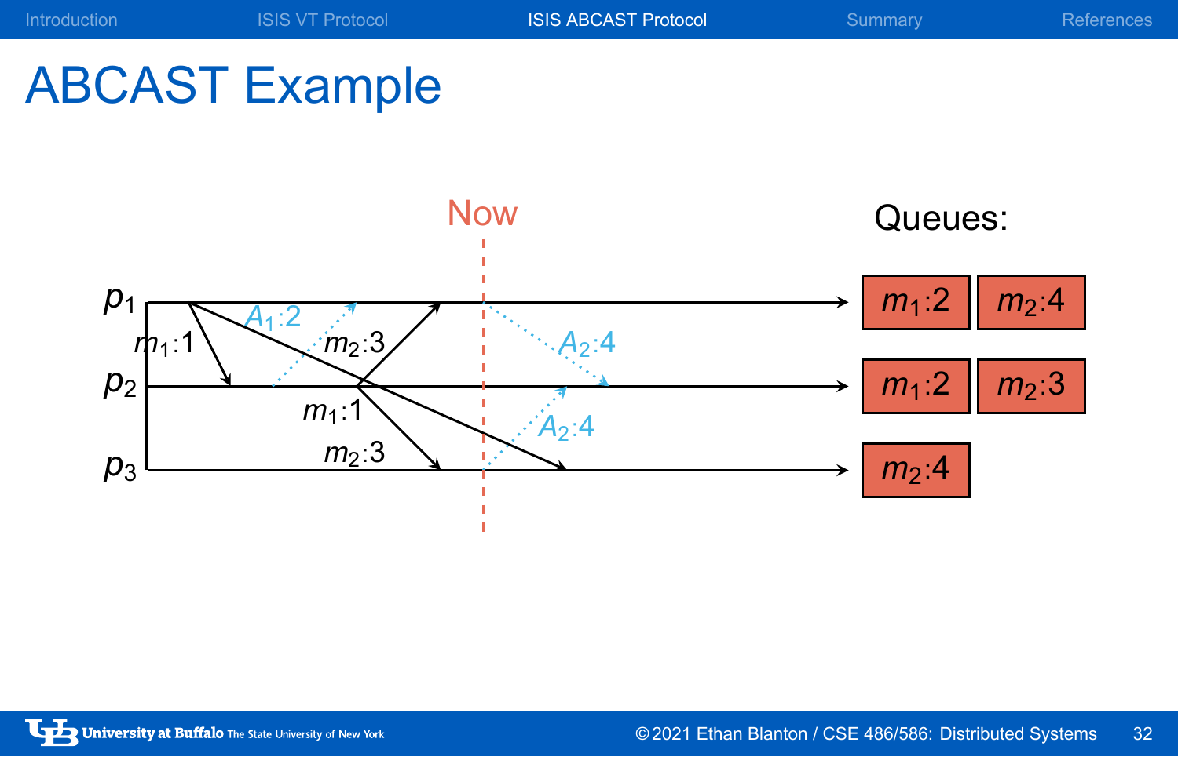# ABCAST Example

Now

Queues:

$p_1$: $m_1$:2, $m_2$:4

$p_2$: $m_1$:2, $m_2$:3

$p_3$: $m_2$:4

$m_1$:1 $A_1$:2 $m_2$:3 $A_2$:4 $m_1$:1 $m_2$:3 $A_2$:4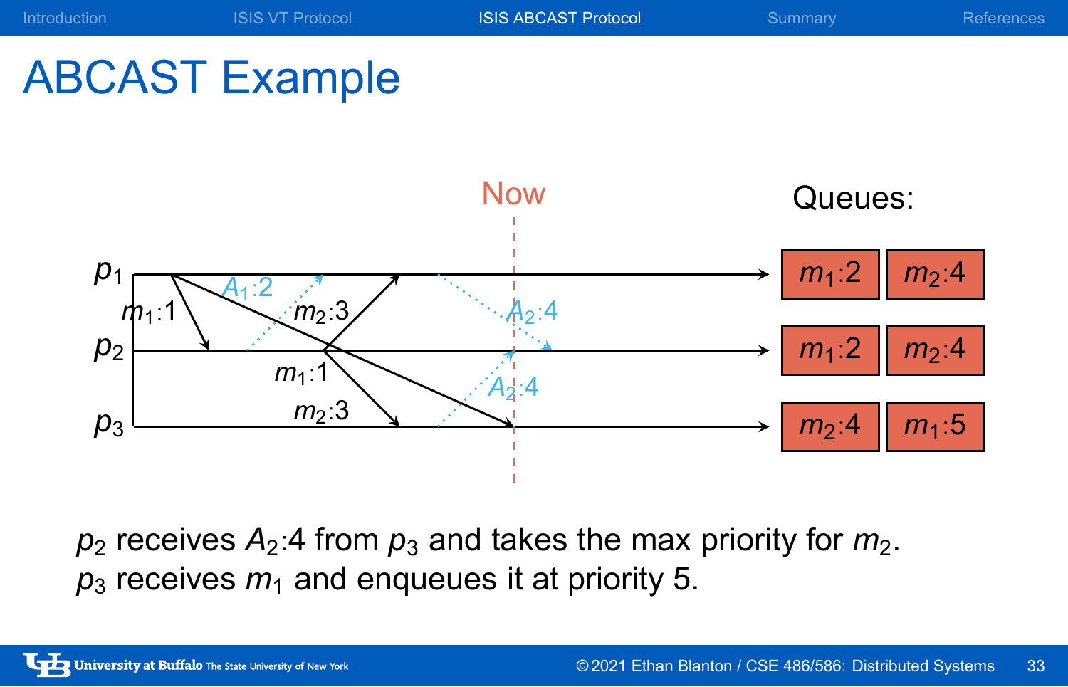# ABCAST Example

Now

Queues:

| | | |
|---|---|---|
| $p_1$ | $m_1$:2 | $m_2$:4 |
| $p_2$ | $m_1$:2 | $m_2$:4 |
| $p_3$ | $m_2$:4 | $m_1$:5 |

$p_2$ receives $A_2$:4 from $p_3$ and takes the max priority for $m_2$.
$p_3$ receives $m_1$ and enqueues it at priority 5.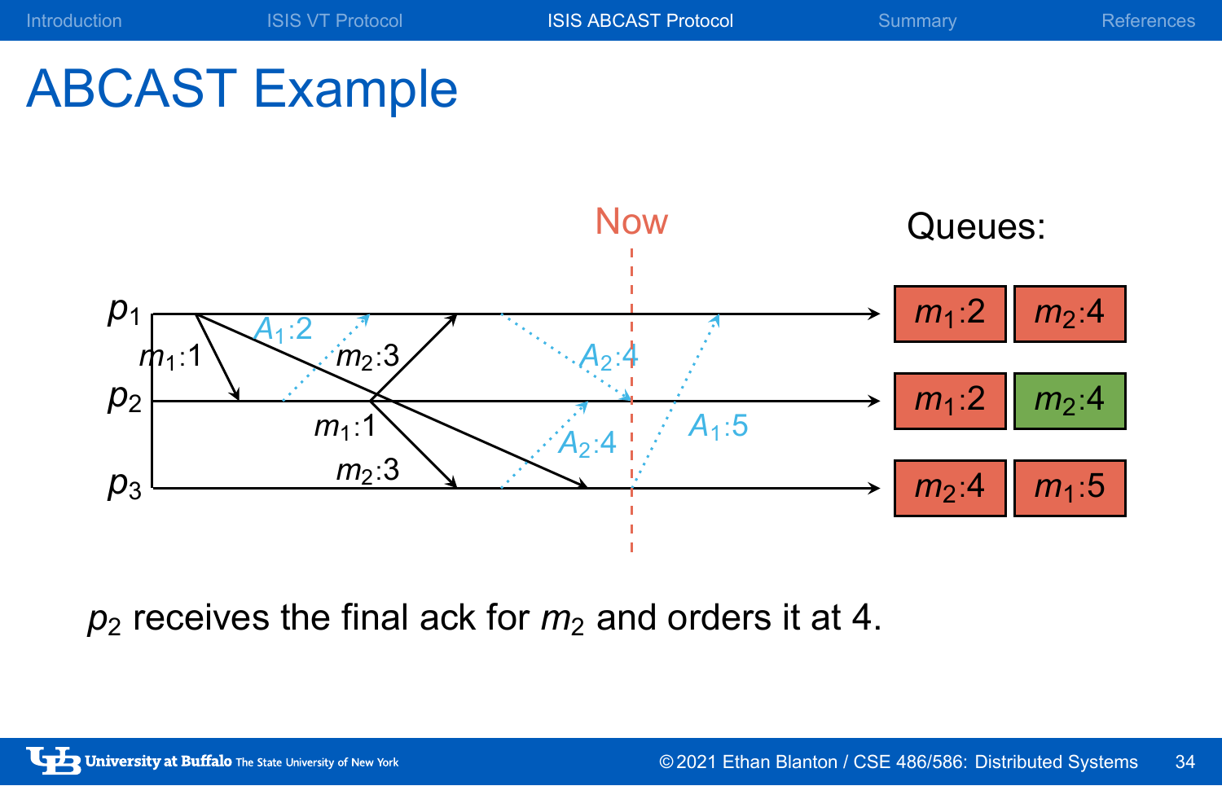# ABCAST Example

Now

Queues:

| | | |
|---|---|---|
| $p_1$ | $m_1$:2 | $m_2$:4 |
| $p_2$ | $m_1$:2 | $m_2$:4 |
| $p_3$ | $m_2$:4 | $m_1$:5 |

$p_2$ receives the final ack for $m_2$ and orders it at 4.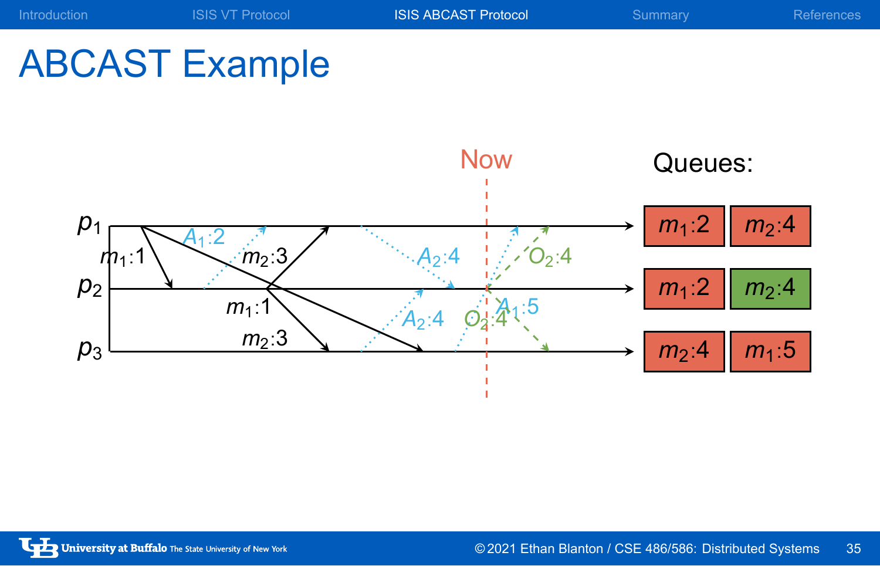# ABCAST Example

Now

Queues:

$p_1$: $m_1$:2 | $m_2$:4

$p_2$: $m_1$:2 | $m_2$:4

$p_3$: $m_2$:4 | $m_1$:5

$m_1$:1, $A_1$:2, $m_2$:3, $m_1$:1, $m_2$:3, $A_2$:4, $O_2$:4, $A_2$:4, $O_2$:4, $A_1$:5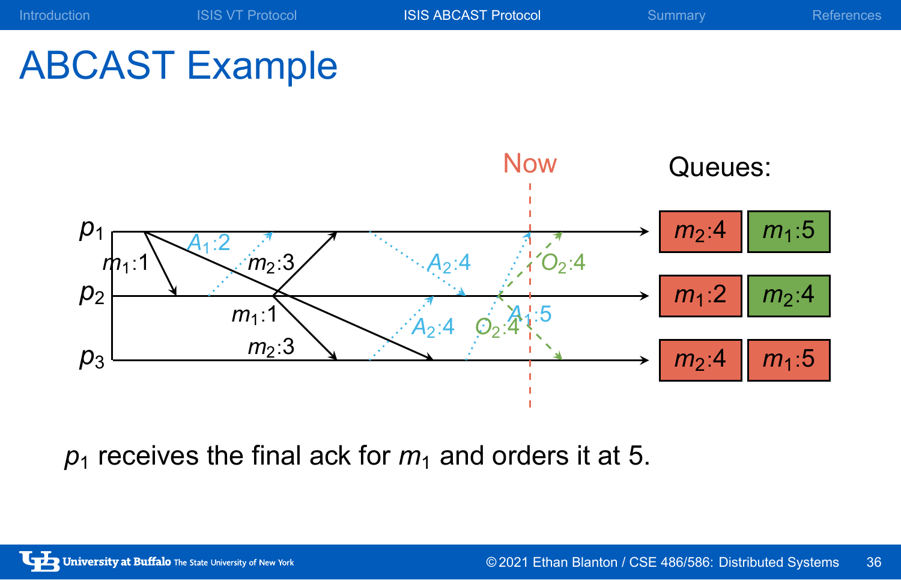# ABCAST Example

Now

Queues:

| $m_2$:4 | $m_1$:5 |
| --- | --- |
| $m_1$:2 | $m_2$:4 |
| $m_2$:4 | $m_1$:5 |

$p_1$ receives the final ack for $m_1$ and orders it at 5.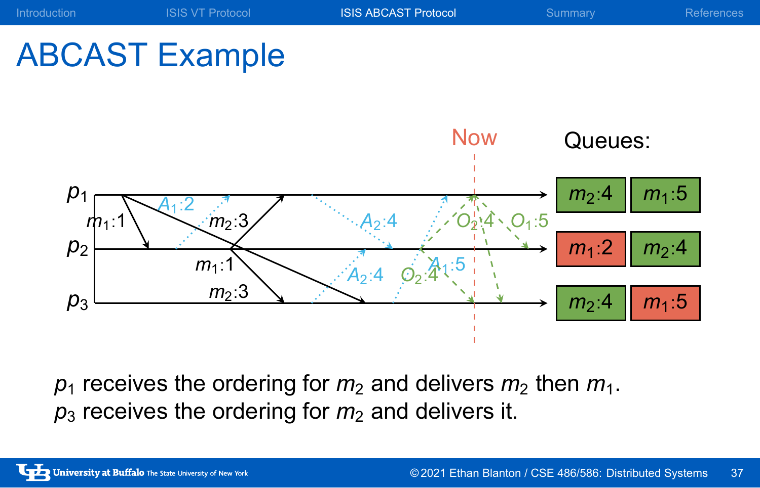# ABCAST Example

Now

Queues:

| $p_1$ | $m_2$:4 | $m_1$:5 |
|---|---|---|
| $p_2$ | $m_1$:2 | $m_2$:4 |
| $p_3$ | $m_2$:4 | $m_1$:5 |

$p_1$ receives the ordering for $m_2$ and delivers $m_2$ then $m_1$.
$p_3$ receives the ordering for $m_2$ and delivers it.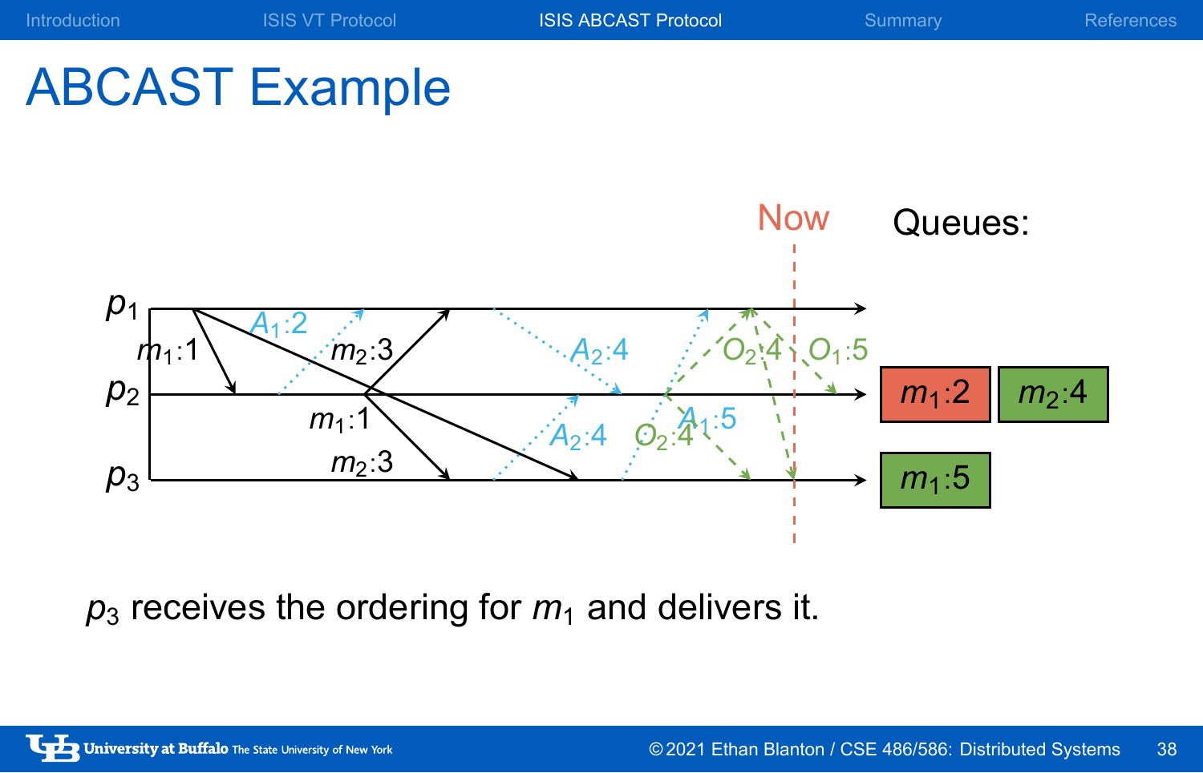# ABCAST Example

Now

Queues:

| $m_1$:2 | $m_2$:4 |
|---|---|
| $m_1$:5 | |

$p_3$ receives the ordering for $m_1$ and delivers it.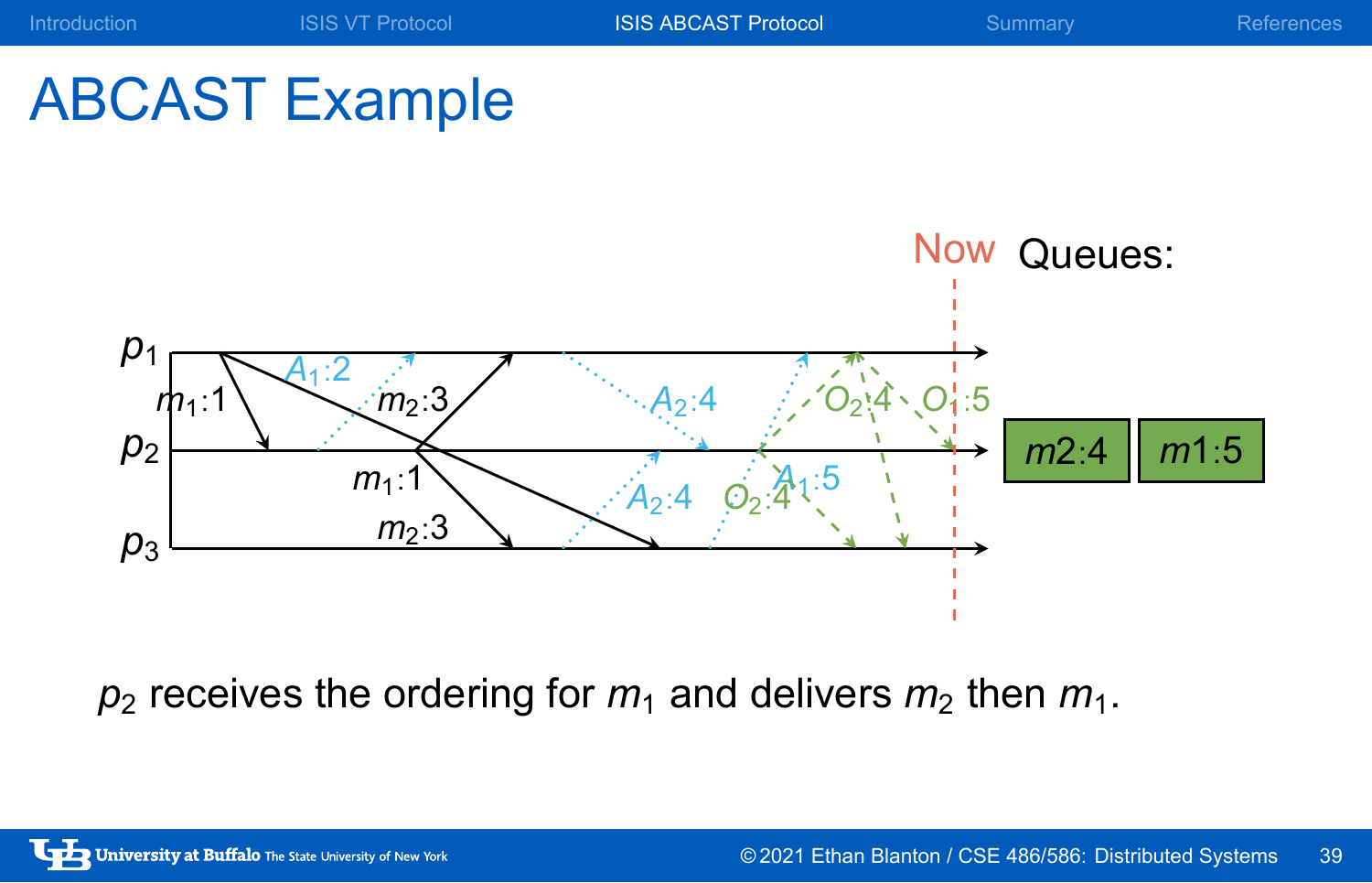# ABCAST Example

Now Queues:

$p_1$

$p_2$

$p_3$

$m_1$:1

$A_1$:2

$m_2$:3

$m_1$:1

$m_2$:3

$A_2$:4

$A_2$:4

$O_2$:4

$O_1$:5

$A_1$:5

$O_2$:4

| $m2$:4 | $m1$:5 |
|---|---|

$p_2$ receives the ordering for $m_1$ and delivers $m_2$ then $m_1$.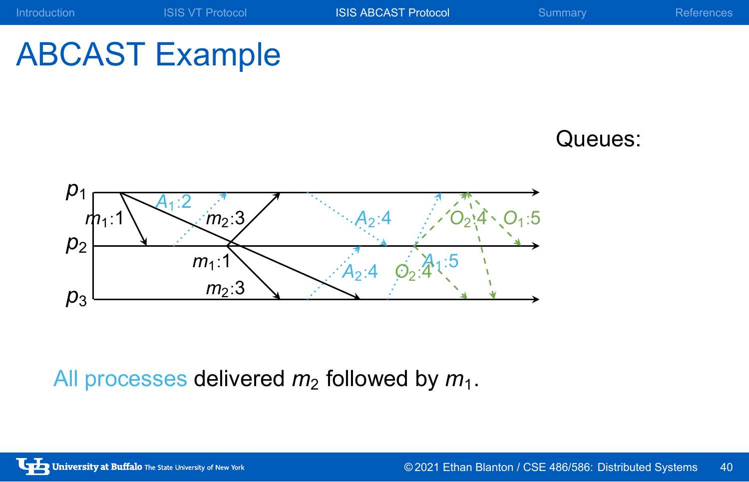# ABCAST Example

Queues:

$p_1$

$p_2$

$p_3$

$m_1$:1

$A_1$:2

$m_2$:3

$m_1$:1

$m_2$:3

$A_2$:4

$A_2$:4

$O_2$:4

$O_1$:5

$O_2$:4

$A_1$:5

All processes delivered $m_2$ followed by $m_1$.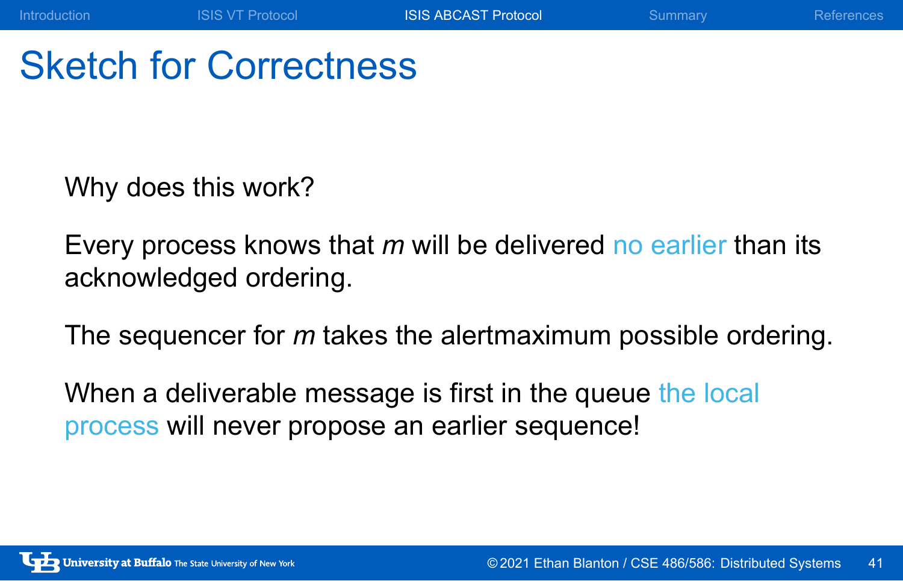# Sketch for Correctness

Why does this work?

Every process knows that *m* will be delivered no earlier than its acknowledged ordering.

The sequencer for *m* takes the alertmaximum possible ordering.

When a deliverable message is first in the queue the local process will never propose an earlier sequence!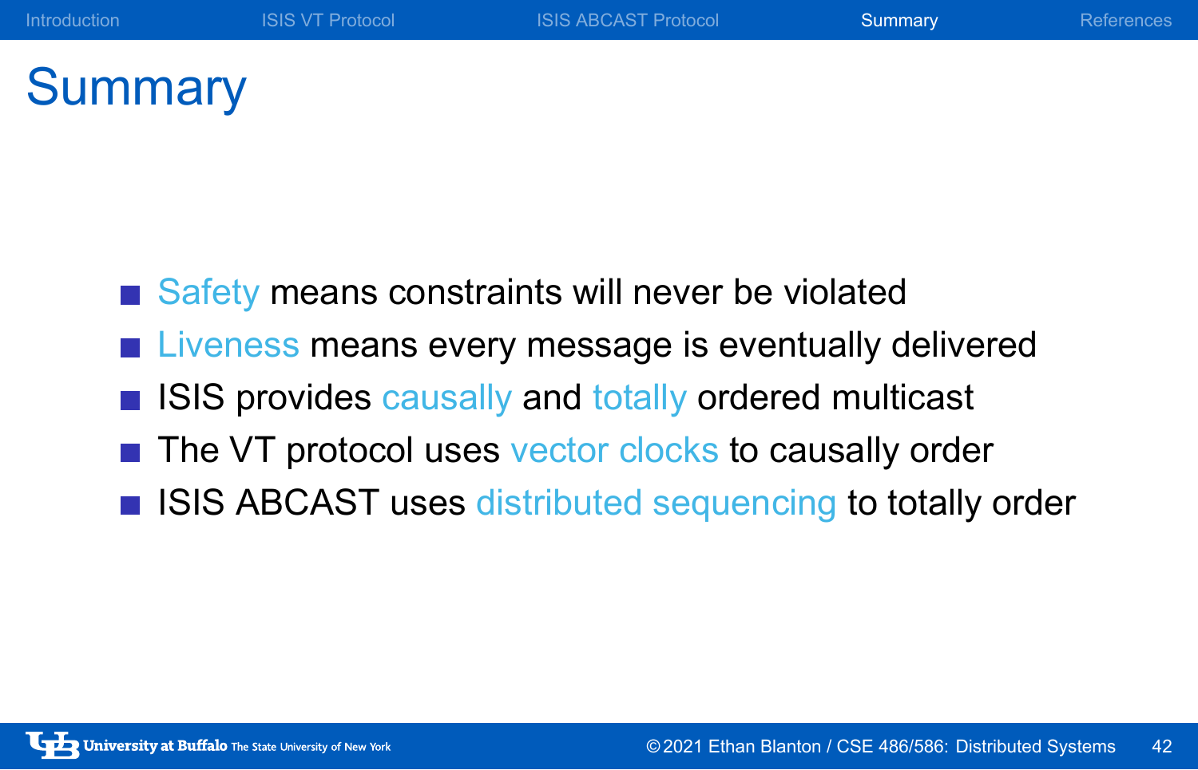# Summary

- Safety means constraints will never be violated
- Liveness means every message is eventually delivered
- ISIS provides causally and totally ordered multicast
- The VT protocol uses vector clocks to causally order
- ISIS ABCAST uses distributed sequencing to totally order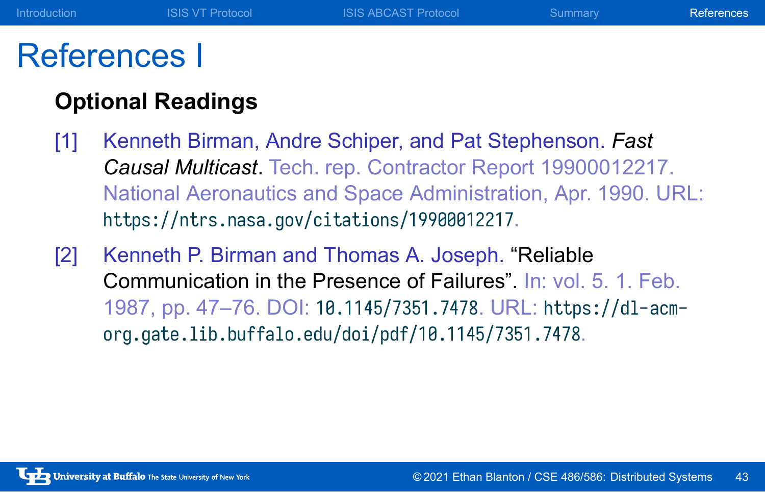# References I

## Optional Readings

[1] Kenneth Birman, Andre Schiper, and Pat Stephenson. *Fast Causal Multicast*. Tech. rep. Contractor Report 19900012217. National Aeronautics and Space Administration, Apr. 1990. URL: https://ntrs.nasa.gov/citations/19900012217.

[2] Kenneth P. Birman and Thomas A. Joseph. "Reliable Communication in the Presence of Failures". In: vol. 5. 1. Feb. 1987, pp. 47–76. DOI: 10.1145/7351.7478. URL: https://dl-acm-org.gate.lib.buffalo.edu/doi/pdf/10.1145/7351.7478.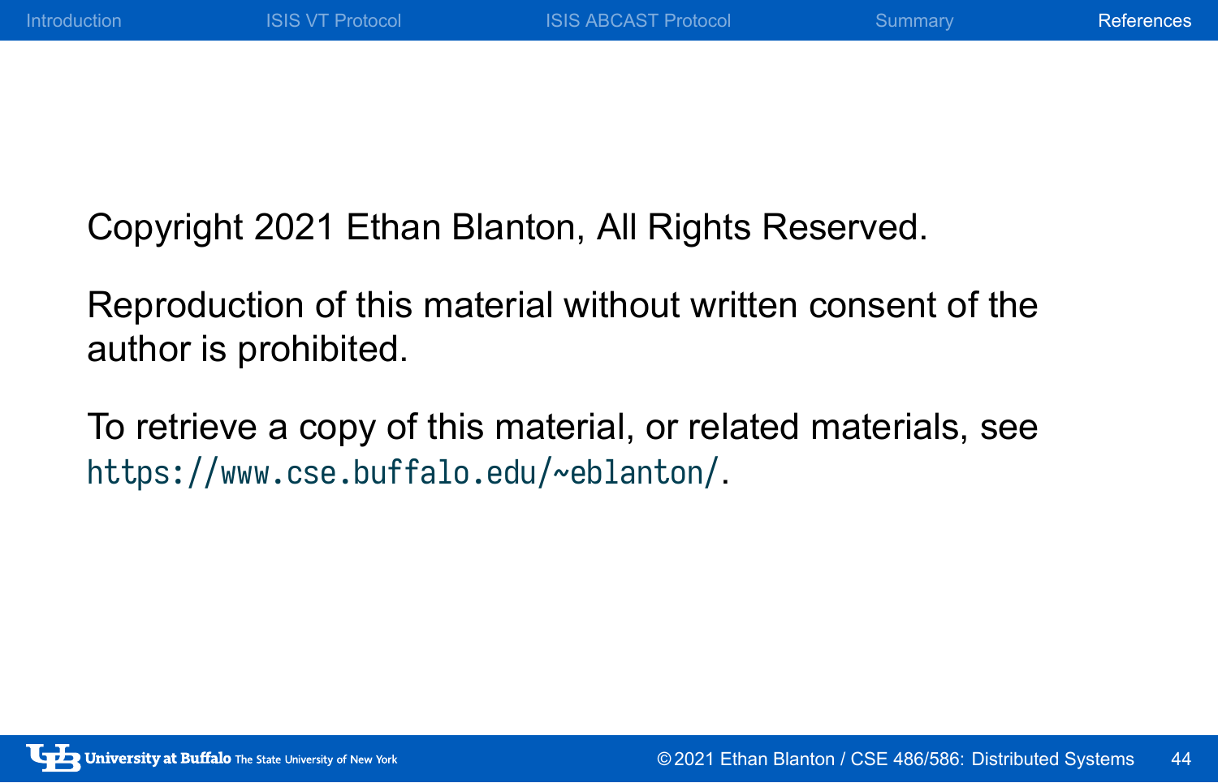Copyright 2021 Ethan Blanton, All Rights Reserved.

Reproduction of this material without written consent of the author is prohibited.

To retrieve a copy of this material, or related materials, see `https://www.cse.buffalo.edu/~eblanton/`.